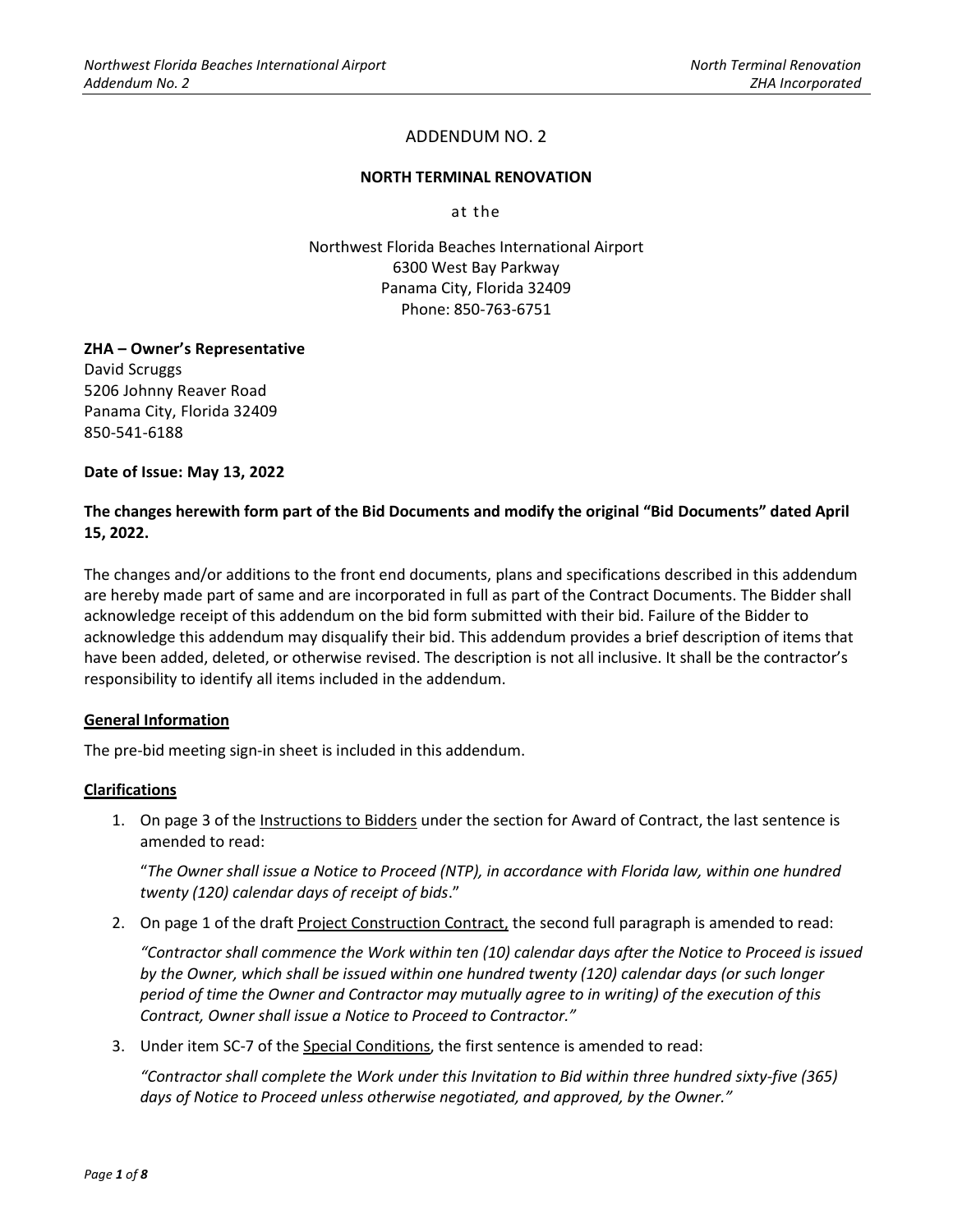# ADDENDUM NO. 2

**NORTH TERMINAL RENOVATION**

at the

Northwest Florida Beaches International Airport
6300 West Bay Parkway
Panama City, Florida 32409
Phone: 850-763-6751

**ZHA – Owner's Representative**
David Scruggs
5206 Johnny Reaver Road
Panama City, Florida 32409
850-541-6188

**Date of Issue: May 13, 2022**

**The changes herewith form part of the Bid Documents and modify the original "Bid Documents" dated April 15, 2022.**

The changes and/or additions to the front end documents, plans and specifications described in this addendum are hereby made part of same and are incorporated in full as part of the Contract Documents. The Bidder shall acknowledge receipt of this addendum on the bid form submitted with their bid. Failure of the Bidder to acknowledge this addendum may disqualify their bid. This addendum provides a brief description of items that have been added, deleted, or otherwise revised. The description is not all inclusive. It shall be the contractor's responsibility to identify all items included in the addendum.

## General Information

The pre-bid meeting sign-in sheet is included in this addendum.

## Clarifications

1. On page 3 of the Instructions to Bidders under the section for Award of Contract, the last sentence is amended to read:

   "*The Owner shall issue a Notice to Proceed (NTP), in accordance with Florida law, within one hundred twenty (120) calendar days of receipt of bids*."

2. On page 1 of the draft Project Construction Contract, the second full paragraph is amended to read:

   *"Contractor shall commence the Work within ten (10) calendar days after the Notice to Proceed is issued by the Owner, which shall be issued within one hundred twenty (120) calendar days (or such longer period of time the Owner and Contractor may mutually agree to in writing) of the execution of this Contract, Owner shall issue a Notice to Proceed to Contractor."*

3. Under item SC-7 of the Special Conditions, the first sentence is amended to read:

   *"Contractor shall complete the Work under this Invitation to Bid within three hundred sixty-five (365) days of Notice to Proceed unless otherwise negotiated, and approved, by the Owner."*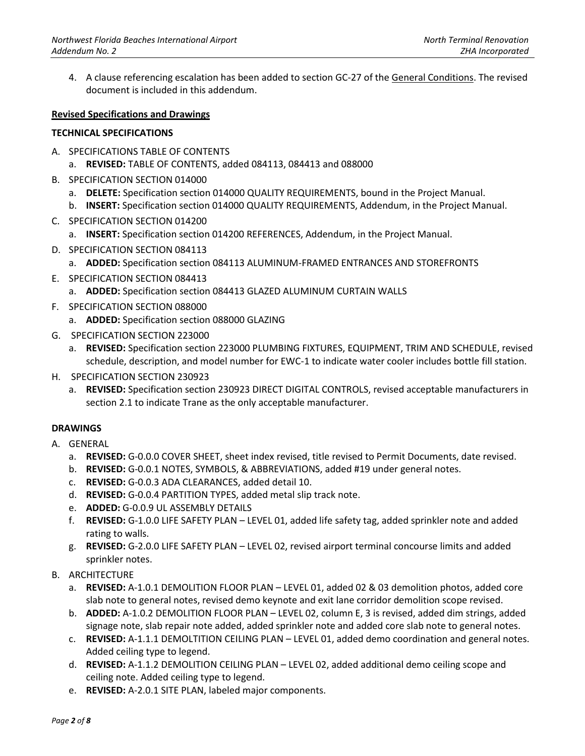4. A clause referencing escalation has been added to section GC-27 of the General Conditions. The revised document is included in this addendum.

**Revised Specifications and Drawings**

**TECHNICAL SPECIFICATIONS**

A. SPECIFICATIONS TABLE OF CONTENTS
   a. **REVISED:** TABLE OF CONTENTS, added 084113, 084413 and 088000

B. SPECIFICATION SECTION 014000
   a. **DELETE:** Specification section 014000 QUALITY REQUIREMENTS, bound in the Project Manual.
   b. **INSERT:** Specification section 014000 QUALITY REQUIREMENTS, Addendum, in the Project Manual.

C. SPECIFICATION SECTION 014200
   a. **INSERT:** Specification section 014200 REFERENCES, Addendum, in the Project Manual.

D. SPECIFICATION SECTION 084113
   a. **ADDED:** Specification section 084113 ALUMINUM-FRAMED ENTRANCES AND STOREFRONTS

E. SPECIFICATION SECTION 084413
   a. **ADDED:** Specification section 084413 GLAZED ALUMINUM CURTAIN WALLS

F. SPECIFICATION SECTION 088000
   a. **ADDED:** Specification section 088000 GLAZING

G. SPECIFICATION SECTION 223000
   a. **REVISED:** Specification section 223000 PLUMBING FIXTURES, EQUIPMENT, TRIM AND SCHEDULE, revised schedule, description, and model number for EWC-1 to indicate water cooler includes bottle fill station.

H. SPECIFICATION SECTION 230923
   a. **REVISED:** Specification section 230923 DIRECT DIGITAL CONTROLS, revised acceptable manufacturers in section 2.1 to indicate Trane as the only acceptable manufacturer.

**DRAWINGS**

A. GENERAL
   a. **REVISED:** G-0.0.0 COVER SHEET, sheet index revised, title revised to Permit Documents, date revised.
   b. **REVISED:** G-0.0.1 NOTES, SYMBOLS, & ABBREVIATIONS, added #19 under general notes.
   c. **REVISED:** G-0.0.3 ADA CLEARANCES, added detail 10.
   d. **REVISED:** G-0.0.4 PARTITION TYPES, added metal slip track note.
   e. **ADDED:** G-0.0.9 UL ASSEMBLY DETAILS
   f. **REVISED:** G-1.0.0 LIFE SAFETY PLAN – LEVEL 01, added life safety tag, added sprinkler note and added rating to walls.
   g. **REVISED:** G-2.0.0 LIFE SAFETY PLAN – LEVEL 02, revised airport terminal concourse limits and added sprinkler notes.

B. ARCHITECTURE
   a. **REVISED:** A-1.0.1 DEMOLITION FLOOR PLAN – LEVEL 01, added 02 & 03 demolition photos, added core slab note to general notes, revised demo keynote and exit lane corridor demolition scope revised.
   b. **ADDED:** A-1.0.2 DEMOLITION FLOOR PLAN – LEVEL 02, column E, 3 is revised, added dim strings, added signage note, slab repair note added, added sprinkler note and added core slab note to general notes.
   c. **REVISED:** A-1.1.1 DEMOLTITION CEILING PLAN – LEVEL 01, added demo coordination and general notes. Added ceiling type to legend.
   d. **REVISED:** A-1.1.2 DEMOLITION CEILING PLAN – LEVEL 02, added additional demo ceiling scope and ceiling note. Added ceiling type to legend.
   e. **REVISED:** A-2.0.1 SITE PLAN, labeled major components.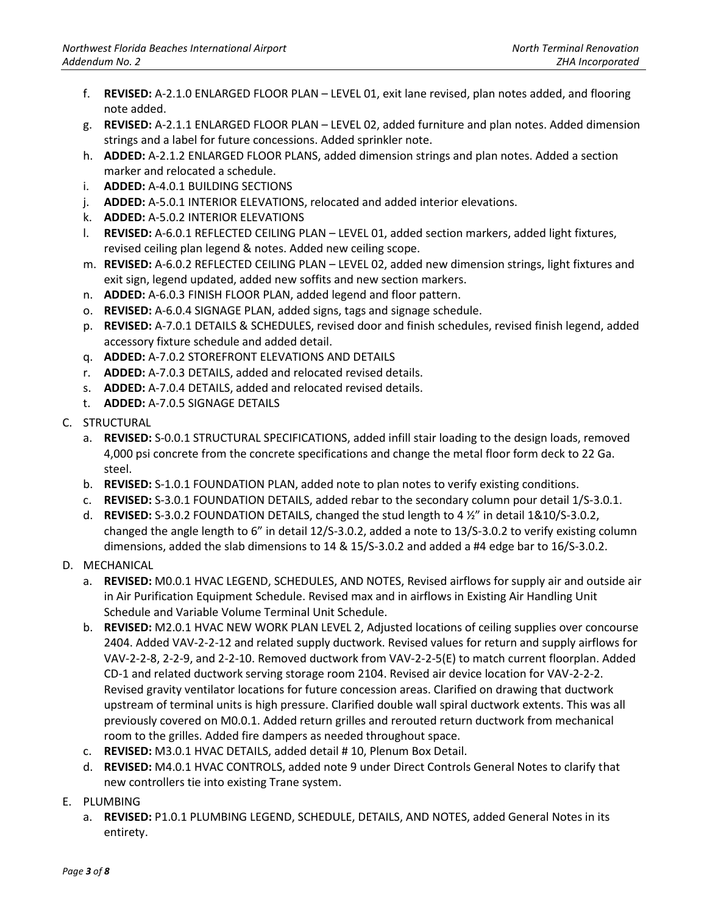f. **REVISED:** A-2.1.0 ENLARGED FLOOR PLAN – LEVEL 01, exit lane revised, plan notes added, and flooring note added.
g. **REVISED:** A-2.1.1 ENLARGED FLOOR PLAN – LEVEL 02, added furniture and plan notes. Added dimension strings and a label for future concessions. Added sprinkler note.
h. **ADDED:** A-2.1.2 ENLARGED FLOOR PLANS, added dimension strings and plan notes. Added a section marker and relocated a schedule.
i. **ADDED:** A-4.0.1 BUILDING SECTIONS
j. **ADDED:** A-5.0.1 INTERIOR ELEVATIONS, relocated and added interior elevations.
k. **ADDED:** A-5.0.2 INTERIOR ELEVATIONS
l. **REVISED:** A-6.0.1 REFLECTED CEILING PLAN – LEVEL 01, added section markers, added light fixtures, revised ceiling plan legend & notes. Added new ceiling scope.
m. **REVISED:** A-6.0.2 REFLECTED CEILING PLAN – LEVEL 02, added new dimension strings, light fixtures and exit sign, legend updated, added new soffits and new section markers.
n. **ADDED:** A-6.0.3 FINISH FLOOR PLAN, added legend and floor pattern.
o. **REVISED:** A-6.0.4 SIGNAGE PLAN, added signs, tags and signage schedule.
p. **REVISED:** A-7.0.1 DETAILS & SCHEDULES, revised door and finish schedules, revised finish legend, added accessory fixture schedule and added detail.
q. **ADDED:** A-7.0.2 STOREFRONT ELEVATIONS AND DETAILS
r. **ADDED:** A-7.0.3 DETAILS, added and relocated revised details.
s. **ADDED:** A-7.0.4 DETAILS, added and relocated revised details.
t. **ADDED:** A-7.0.5 SIGNAGE DETAILS

C. STRUCTURAL
a. **REVISED:** S-0.0.1 STRUCTURAL SPECIFICATIONS, added infill stair loading to the design loads, removed 4,000 psi concrete from the concrete specifications and change the metal floor form deck to 22 Ga. steel.
b. **REVISED:** S-1.0.1 FOUNDATION PLAN, added note to plan notes to verify existing conditions.
c. **REVISED:** S-3.0.1 FOUNDATION DETAILS, added rebar to the secondary column pour detail 1/S-3.0.1.
d. **REVISED:** S-3.0.2 FOUNDATION DETAILS, changed the stud length to 4 ½" in detail 1&10/S-3.0.2, changed the angle length to 6" in detail 12/S-3.0.2, added a note to 13/S-3.0.2 to verify existing column dimensions, added the slab dimensions to 14 & 15/S-3.0.2 and added a #4 edge bar to 16/S-3.0.2.

D. MECHANICAL
a. **REVISED:** M0.0.1 HVAC LEGEND, SCHEDULES, AND NOTES, Revised airflows for supply air and outside air in Air Purification Equipment Schedule. Revised max and in airflows in Existing Air Handling Unit Schedule and Variable Volume Terminal Unit Schedule.
b. **REVISED:** M2.0.1 HVAC NEW WORK PLAN LEVEL 2, Adjusted locations of ceiling supplies over concourse 2404. Added VAV-2-2-12 and related supply ductwork. Revised values for return and supply airflows for VAV-2-2-8, 2-2-9, and 2-2-10. Removed ductwork from VAV-2-2-5(E) to match current floorplan. Added CD-1 and related ductwork serving storage room 2104. Revised air device location for VAV-2-2-2. Revised gravity ventilator locations for future concession areas. Clarified on drawing that ductwork upstream of terminal units is high pressure. Clarified double wall spiral ductwork extents. This was all previously covered on M0.0.1. Added return grilles and rerouted return ductwork from mechanical room to the grilles. Added fire dampers as needed throughout space.
c. **REVISED:** M3.0.1 HVAC DETAILS, added detail # 10, Plenum Box Detail.
d. **REVISED:** M4.0.1 HVAC CONTROLS, added note 9 under Direct Controls General Notes to clarify that new controllers tie into existing Trane system.

E. PLUMBING
a. **REVISED:** P1.0.1 PLUMBING LEGEND, SCHEDULE, DETAILS, AND NOTES, added General Notes in its entirety.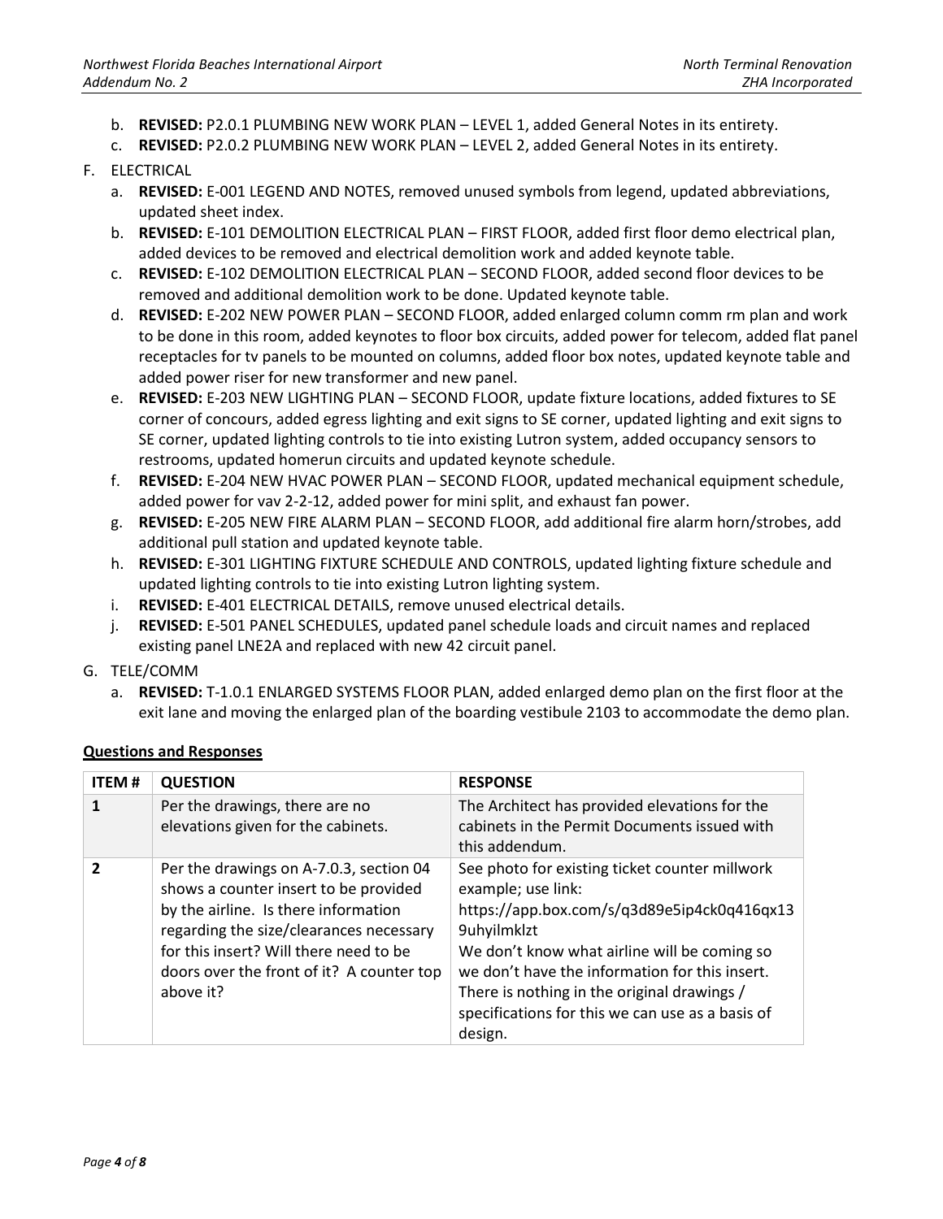b. **REVISED:** P2.0.1 PLUMBING NEW WORK PLAN – LEVEL 1, added General Notes in its entirety.
c. **REVISED:** P2.0.2 PLUMBING NEW WORK PLAN – LEVEL 2, added General Notes in its entirety.

F. ELECTRICAL

a. **REVISED:** E-001 LEGEND AND NOTES, removed unused symbols from legend, updated abbreviations, updated sheet index.
b. **REVISED:** E-101 DEMOLITION ELECTRICAL PLAN – FIRST FLOOR, added first floor demo electrical plan, added devices to be removed and electrical demolition work and added keynote table.
c. **REVISED:** E-102 DEMOLITION ELECTRICAL PLAN – SECOND FLOOR, added second floor devices to be removed and additional demolition work to be done. Updated keynote table.
d. **REVISED:** E-202 NEW POWER PLAN – SECOND FLOOR, added enlarged column comm rm plan and work to be done in this room, added keynotes to floor box circuits, added power for telecom, added flat panel receptacles for tv panels to be mounted on columns, added floor box notes, updated keynote table and added power riser for new transformer and new panel.
e. **REVISED:** E-203 NEW LIGHTING PLAN – SECOND FLOOR, update fixture locations, added fixtures to SE corner of concours, added egress lighting and exit signs to SE corner, updated lighting and exit signs to SE corner, updated lighting controls to tie into existing Lutron system, added occupancy sensors to restrooms, updated homerun circuits and updated keynote schedule.
f. **REVISED:** E-204 NEW HVAC POWER PLAN – SECOND FLOOR, updated mechanical equipment schedule, added power for vav 2-2-12, added power for mini split, and exhaust fan power.
g. **REVISED:** E-205 NEW FIRE ALARM PLAN – SECOND FLOOR, add additional fire alarm horn/strobes, add additional pull station and updated keynote table.
h. **REVISED:** E-301 LIGHTING FIXTURE SCHEDULE AND CONTROLS, updated lighting fixture schedule and updated lighting controls to tie into existing Lutron lighting system.
i. **REVISED:** E-401 ELECTRICAL DETAILS, remove unused electrical details.
j. **REVISED:** E-501 PANEL SCHEDULES, updated panel schedule loads and circuit names and replaced existing panel LNE2A and replaced with new 42 circuit panel.

G. TELE/COMM

a. **REVISED:** T-1.0.1 ENLARGED SYSTEMS FLOOR PLAN, added enlarged demo plan on the first floor at the exit lane and moving the enlarged plan of the boarding vestibule 2103 to accommodate the demo plan.

## Questions and Responses

| ITEM # | QUESTION | RESPONSE |
|---|---|---|
| **1** | Per the drawings, there are no elevations given for the cabinets. | The Architect has provided elevations for the cabinets in the Permit Documents issued with this addendum. |
| **2** | Per the drawings on A-7.0.3, section 04 shows a counter insert to be provided by the airline. Is there information regarding the size/clearances necessary for this insert? Will there need to be doors over the front of it? A counter top above it? | See photo for existing ticket counter millwork example; use link: https://app.box.com/s/q3d89e5ip4ck0q416qx139uhyilmklzt We don't know what airline will be coming so we don't have the information for this insert. There is nothing in the original drawings / specifications for this we can use as a basis of design. |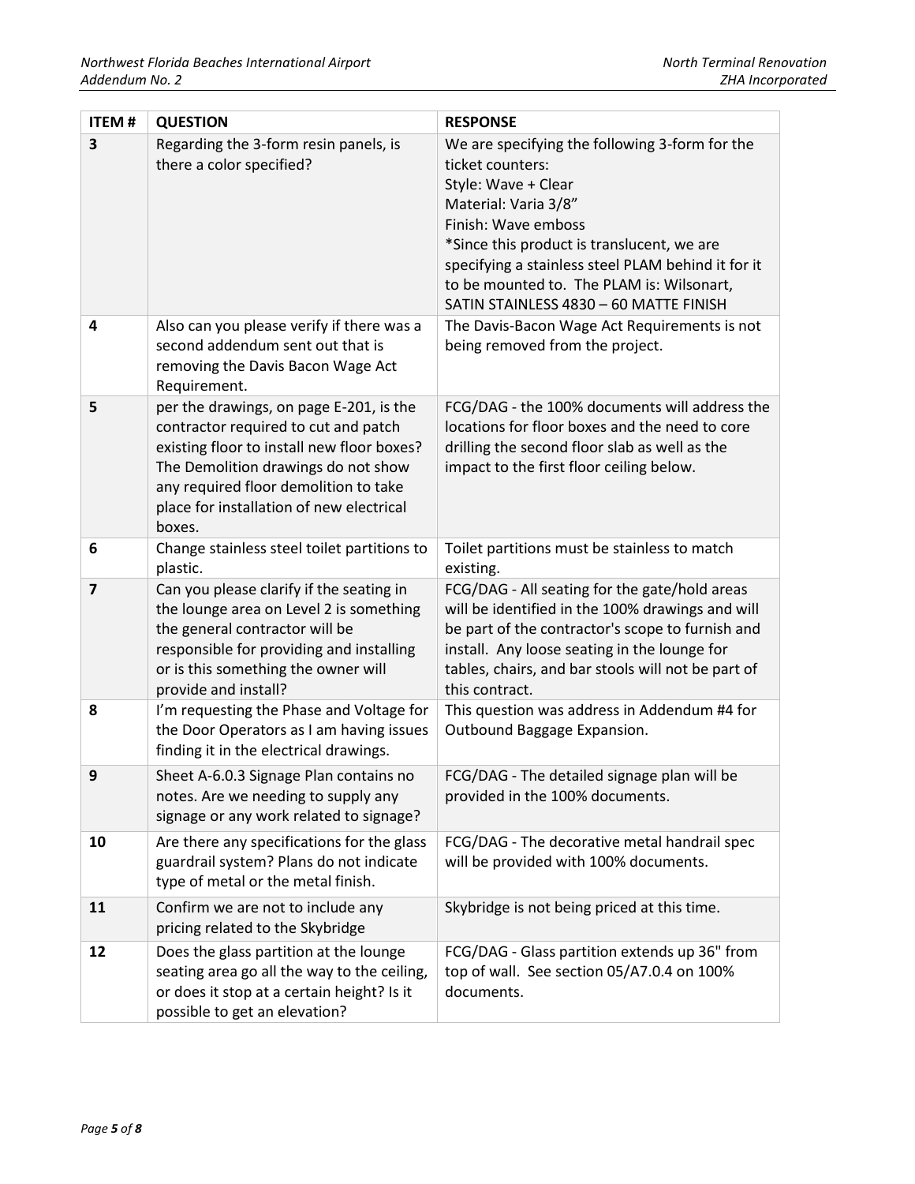| ITEM # | QUESTION | RESPONSE |
|---|---|---|
| 3 | Regarding the 3-form resin panels, is there a color specified? | We are specifying the following 3-form for the ticket counters:<br>Style: Wave + Clear<br>Material: Varia 3/8"<br>Finish: Wave emboss<br>*Since this product is translucent, we are specifying a stainless steel PLAM behind it for it to be mounted to. The PLAM is: Wilsonart, SATIN STAINLESS 4830 – 60 MATTE FINISH |
| 4 | Also can you please verify if there was a second addendum sent out that is removing the Davis Bacon Wage Act Requirement. | The Davis-Bacon Wage Act Requirements is not being removed from the project. |
| 5 | per the drawings, on page E-201, is the contractor required to cut and patch existing floor to install new floor boxes? The Demolition drawings do not show any required floor demolition to take place for installation of new electrical boxes. | FCG/DAG - the 100% documents will address the locations for floor boxes and the need to core drilling the second floor slab as well as the impact to the first floor ceiling below. |
| 6 | Change stainless steel toilet partitions to plastic. | Toilet partitions must be stainless to match existing. |
| 7 | Can you please clarify if the seating in the lounge area on Level 2 is something the general contractor will be responsible for providing and installing or is this something the owner will provide and install? | FCG/DAG - All seating for the gate/hold areas will be identified in the 100% drawings and will be part of the contractor's scope to furnish and install. Any loose seating in the lounge for tables, chairs, and bar stools will not be part of this contract. |
| 8 | I'm requesting the Phase and Voltage for the Door Operators as I am having issues finding it in the electrical drawings. | This question was address in Addendum #4 for Outbound Baggage Expansion. |
| 9 | Sheet A-6.0.3 Signage Plan contains no notes. Are we needing to supply any signage or any work related to signage? | FCG/DAG - The detailed signage plan will be provided in the 100% documents. |
| 10 | Are there any specifications for the glass guardrail system? Plans do not indicate type of metal or the metal finish. | FCG/DAG - The decorative metal handrail spec will be provided with 100% documents. |
| 11 | Confirm we are not to include any pricing related to the Skybridge | Skybridge is not being priced at this time. |
| 12 | Does the glass partition at the lounge seating area go all the way to the ceiling, or does it stop at a certain height? Is it possible to get an elevation? | FCG/DAG - Glass partition extends up 36" from top of wall. See section 05/A7.0.4 on 100% documents. |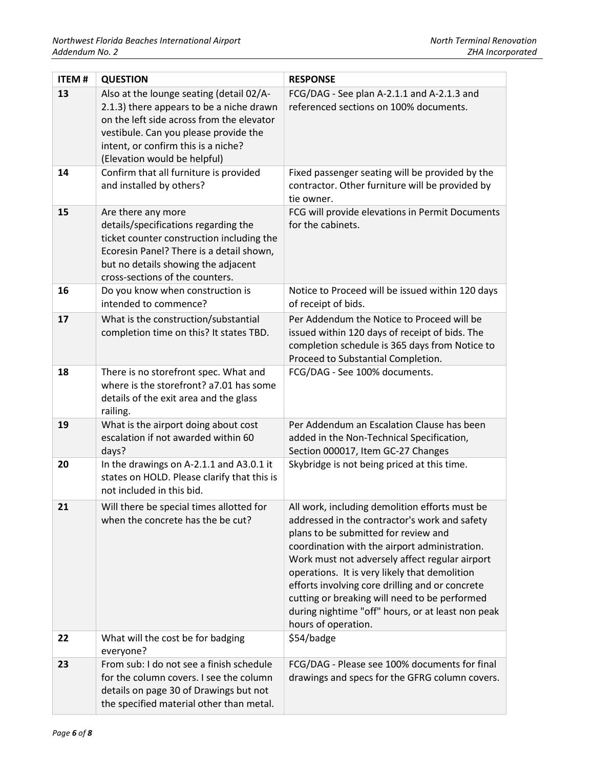| ITEM # | QUESTION | RESPONSE |
| --- | --- | --- |
| 13 | Also at the lounge seating (detail 02/A-2.1.3) there appears to be a niche drawn on the left side across from the elevator vestibule. Can you please provide the intent, or confirm this is a niche? (Elevation would be helpful) | FCG/DAG - See plan A-2.1.1 and A-2.1.3 and referenced sections on 100% documents. |
| 14 | Confirm that all furniture is provided and installed by others? | Fixed passenger seating will be provided by the contractor. Other furniture will be provided by tie owner. |
| 15 | Are there any more details/specifications regarding the ticket counter construction including the Ecoresin Panel? There is a detail shown, but no details showing the adjacent cross-sections of the counters. | FCG will provide elevations in Permit Documents for the cabinets. |
| 16 | Do you know when construction is intended to commence? | Notice to Proceed will be issued within 120 days of receipt of bids. |
| 17 | What is the construction/substantial completion time on this? It states TBD. | Per Addendum the Notice to Proceed will be issued within 120 days of receipt of bids. The completion schedule is 365 days from Notice to Proceed to Substantial Completion. |
| 18 | There is no storefront spec. What and where is the storefront? a7.01 has some details of the exit area and the glass railing. | FCG/DAG - See 100% documents. |
| 19 | What is the airport doing about cost escalation if not awarded within 60 days? | Per Addendum an Escalation Clause has been added in the Non-Technical Specification, Section 000017, Item GC-27 Changes |
| 20 | In the drawings on A-2.1.1 and A3.0.1 it states on HOLD. Please clarify that this is not included in this bid. | Skybridge is not being priced at this time. |
| 21 | Will there be special times allotted for when the concrete has the be cut? | All work, including demolition efforts must be addressed in the contractor's work and safety plans to be submitted for review and coordination with the airport administration. Work must not adversely affect regular airport operations. It is very likely that demolition efforts involving core drilling and or concrete cutting or breaking will need to be performed during nightime "off" hours, or at least non peak hours of operation. |
| 22 | What will the cost be for badging everyone? | $54/badge |
| 23 | From sub: I do not see a finish schedule for the column covers. I see the column details on page 30 of Drawings but not the specified material other than metal. | FCG/DAG - Please see 100% documents for final drawings and specs for the GFRG column covers. |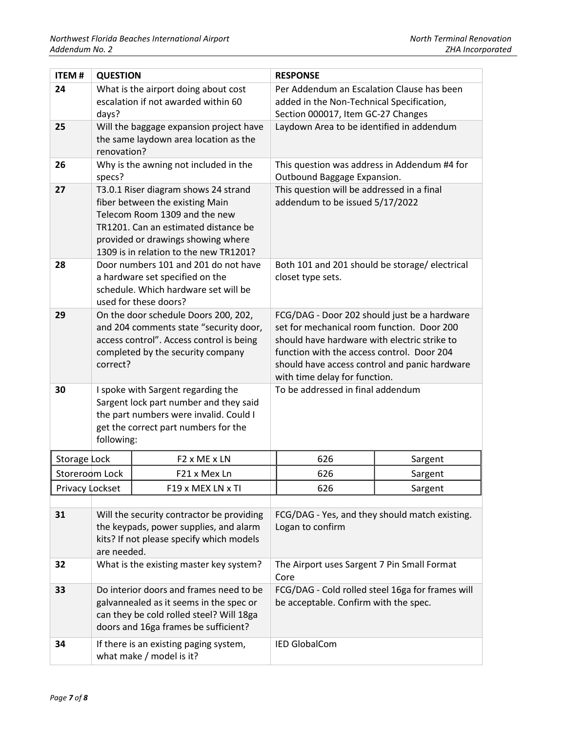| ITEM # | QUESTION | RESPONSE |
|---|---|---|
| 24 | What is the airport doing about cost escalation if not awarded within 60 days? | Per Addendum an Escalation Clause has been added in the Non-Technical Specification, Section 000017, Item GC-27 Changes |
| 25 | Will the baggage expansion project have the same laydown area location as the renovation? | Laydown Area to be identified in addendum |
| 26 | Why is the awning not included in the specs? | This question was address in Addendum #4 for Outbound Baggage Expansion. |
| 27 | T3.0.1 Riser diagram shows 24 strand fiber between the existing Main Telecom Room 1309 and the new TR1201. Can an estimated distance be provided or drawings showing where 1309 is in relation to the new TR1201? | This question will be addressed in a final addendum to be issued 5/17/2022 |
| 28 | Door numbers 101 and 201 do not have a hardware set specified on the schedule. Which hardware set will be used for these doors? | Both 101 and 201 should be storage/ electrical closet type sets. |
| 29 | On the door schedule Doors 200, 202, and 204 comments state "security door, access control". Access control is being completed by the security company correct? | FCG/DAG - Door 202 should just be a hardware set for mechanical room function. Door 200 should have hardware with electric strike to function with the access control. Door 204 should have access control and panic hardware with time delay for function. |
| 30 | I spoke with Sargent regarding the Sargent lock part number and they said the part numbers were invalid. Could I get the correct part numbers for the following: | To be addressed in final addendum |

| | | | |
|---|---|---|---|
| Storage Lock | F2 x ME x LN | 626 | Sargent |
| Storeroom Lock | F21 x Mex Ln | 626 | Sargent |
| Privacy Lockset | F19 x MEX LN x TI | 626 | Sargent |

| ITEM # | QUESTION | RESPONSE |
|---|---|---|
| 31 | Will the security contractor be providing the keypads, power supplies, and alarm kits? If not please specify which models are needed. | FCG/DAG - Yes, and they should match existing. Logan to confirm |
| 32 | What is the existing master key system? | The Airport uses Sargent 7 Pin Small Format Core |
| 33 | Do interior doors and frames need to be galvannealed as it seems in the spec or can they be cold rolled steel? Will 18ga doors and 16ga frames be sufficient? | FCG/DAG - Cold rolled steel 16ga for frames will be acceptable. Confirm with the spec. |
| 34 | If there is an existing paging system, what make / model is it? | IED GlobalCom |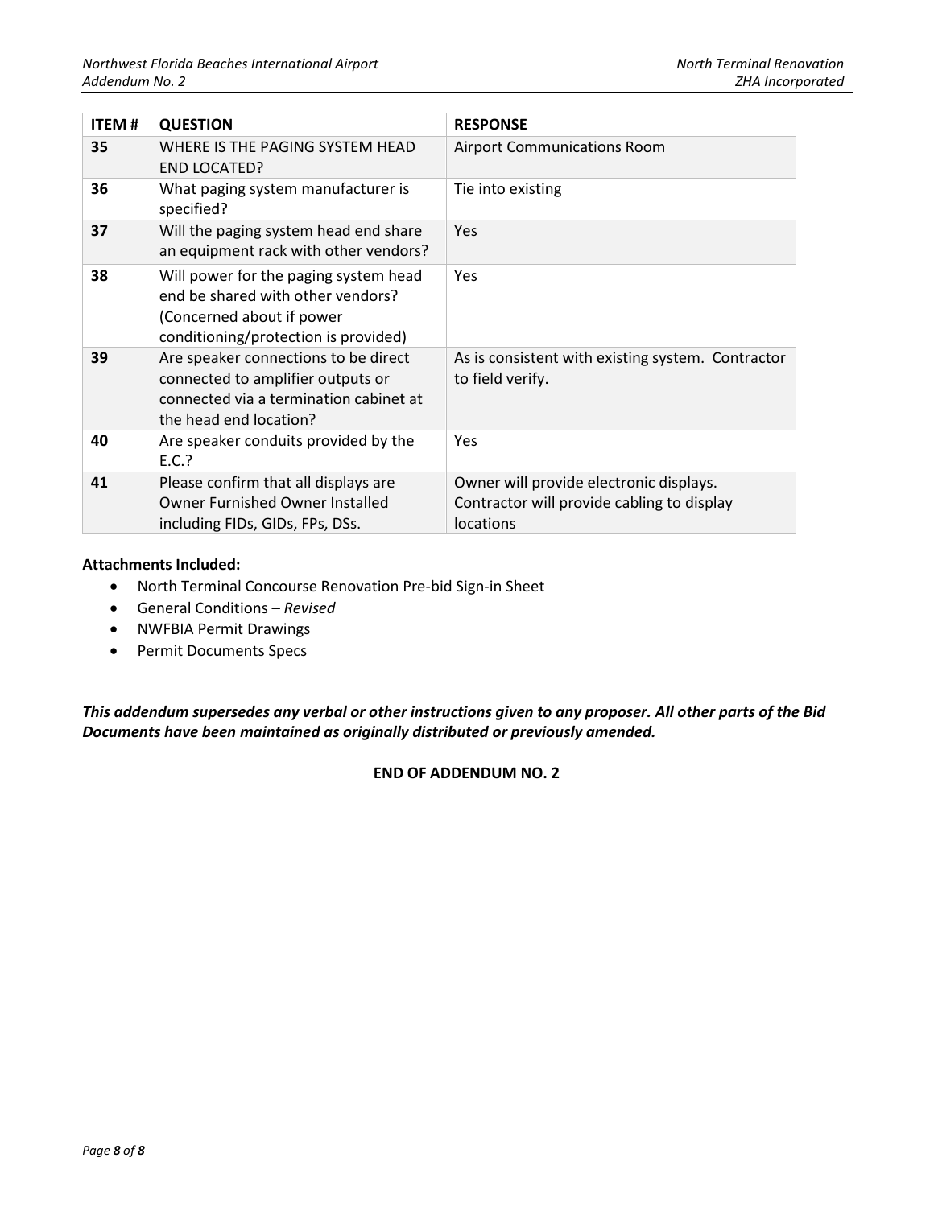| ITEM # | QUESTION | RESPONSE |
| --- | --- | --- |
| **35** | WHERE IS THE PAGING SYSTEM HEAD END LOCATED? | Airport Communications Room |
| **36** | What paging system manufacturer is specified? | Tie into existing |
| **37** | Will the paging system head end share an equipment rack with other vendors? | Yes |
| **38** | Will power for the paging system head end be shared with other vendors? (Concerned about if power conditioning/protection is provided) | Yes |
| **39** | Are speaker connections to be direct connected to amplifier outputs or connected via a termination cabinet at the head end location? | As is consistent with existing system. Contractor to field verify. |
| **40** | Are speaker conduits provided by the E.C.? | Yes |
| **41** | Please confirm that all displays are Owner Furnished Owner Installed including FIDs, GIDs, FPs, DSs. | Owner will provide electronic displays. Contractor will provide cabling to display locations |

**Attachments Included:**

- North Terminal Concourse Renovation Pre-bid Sign-in Sheet
- General Conditions – *Revised*
- NWFBIA Permit Drawings
- Permit Documents Specs

***This addendum supersedes any verbal or other instructions given to any proposer. All other parts of the Bid Documents have been maintained as originally distributed or previously amended.***

**END OF ADDENDUM NO. 2**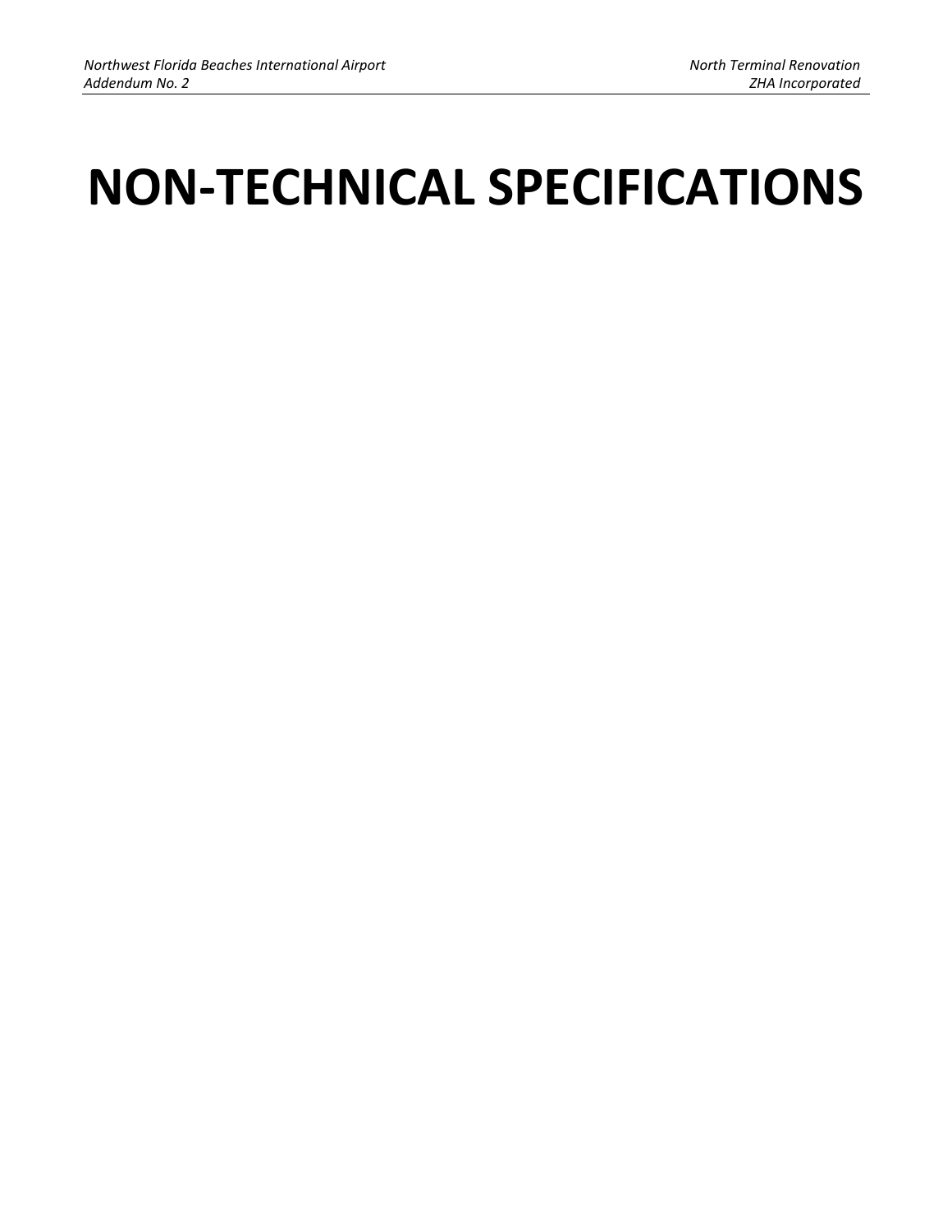# NON-TECHNICAL SPECIFICATIONS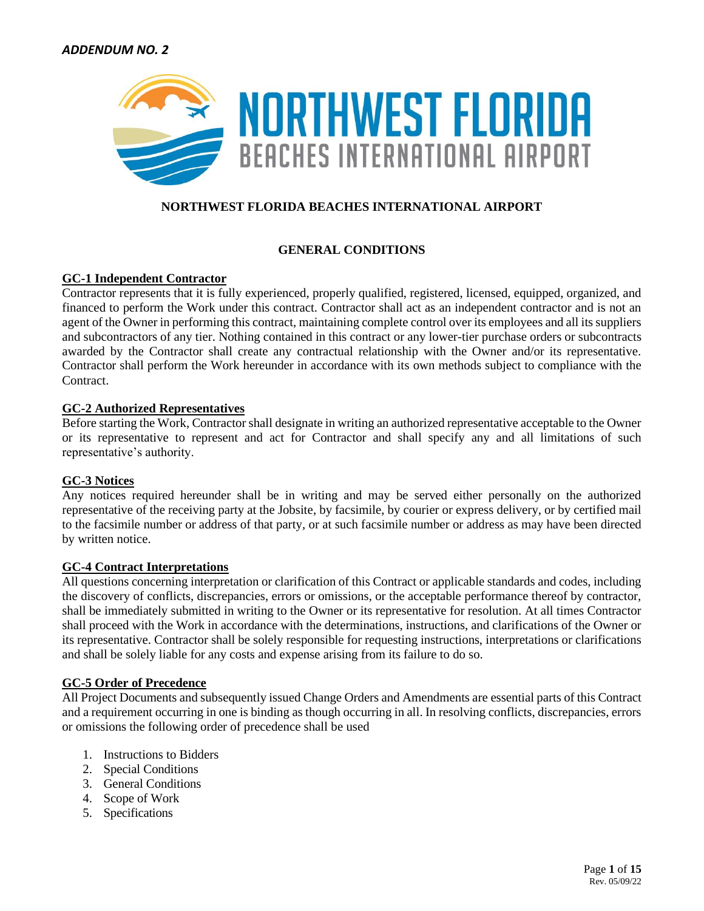*ADDENDUM NO. 2*

# NORTHWEST FLORIDA BEACHES INTERNATIONAL AIRPORT

## GENERAL CONDITIONS

### GC-1 Independent Contractor

Contractor represents that it is fully experienced, properly qualified, registered, licensed, equipped, organized, and financed to perform the Work under this contract. Contractor shall act as an independent contractor and is not an agent of the Owner in performing this contract, maintaining complete control over its employees and all its suppliers and subcontractors of any tier. Nothing contained in this contract or any lower-tier purchase orders or subcontracts awarded by the Contractor shall create any contractual relationship with the Owner and/or its representative. Contractor shall perform the Work hereunder in accordance with its own methods subject to compliance with the Contract.

### GC-2 Authorized Representatives

Before starting the Work, Contractor shall designate in writing an authorized representative acceptable to the Owner or its representative to represent and act for Contractor and shall specify any and all limitations of such representative's authority.

### GC-3 Notices

Any notices required hereunder shall be in writing and may be served either personally on the authorized representative of the receiving party at the Jobsite, by facsimile, by courier or express delivery, or by certified mail to the facsimile number or address of that party, or at such facsimile number or address as may have been directed by written notice.

### GC-4 Contract Interpretations

All questions concerning interpretation or clarification of this Contract or applicable standards and codes, including the discovery of conflicts, discrepancies, errors or omissions, or the acceptable performance thereof by contractor, shall be immediately submitted in writing to the Owner or its representative for resolution. At all times Contractor shall proceed with the Work in accordance with the determinations, instructions, and clarifications of the Owner or its representative. Contractor shall be solely responsible for requesting instructions, interpretations or clarifications and shall be solely liable for any costs and expense arising from its failure to do so.

### GC-5 Order of Precedence

All Project Documents and subsequently issued Change Orders and Amendments are essential parts of this Contract and a requirement occurring in one is binding as though occurring in all. In resolving conflicts, discrepancies, errors or omissions the following order of precedence shall be used

1. Instructions to Bidders
2. Special Conditions
3. General Conditions
4. Scope of Work
5. Specifications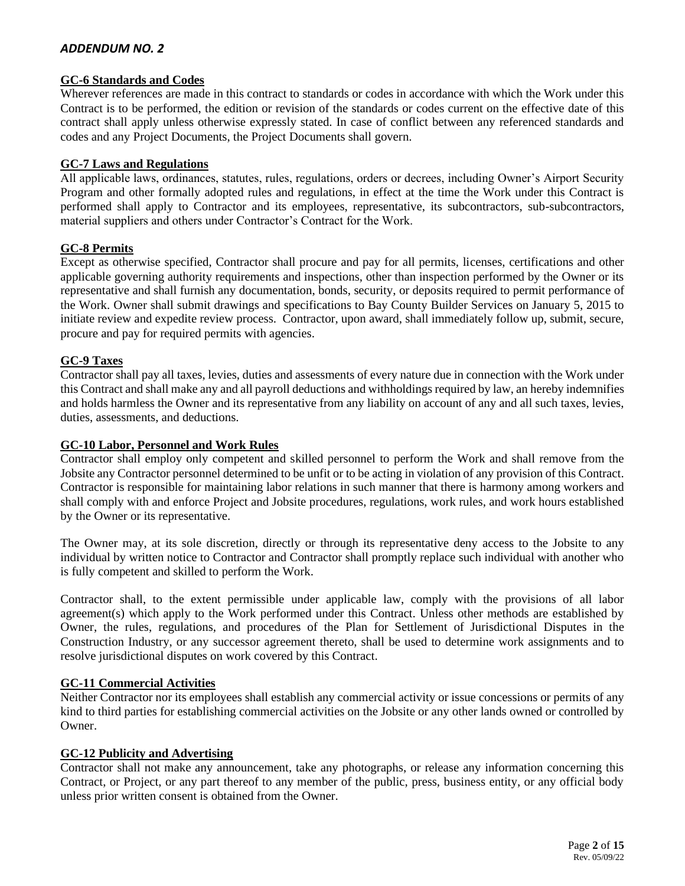*ADDENDUM NO. 2*

**GC-6 Standards and Codes**

Wherever references are made in this contract to standards or codes in accordance with which the Work under this Contract is to be performed, the edition or revision of the standards or codes current on the effective date of this contract shall apply unless otherwise expressly stated. In case of conflict between any referenced standards and codes and any Project Documents, the Project Documents shall govern.

**GC-7 Laws and Regulations**

All applicable laws, ordinances, statutes, rules, regulations, orders or decrees, including Owner's Airport Security Program and other formally adopted rules and regulations, in effect at the time the Work under this Contract is performed shall apply to Contractor and its employees, representative, its subcontractors, sub-subcontractors, material suppliers and others under Contractor's Contract for the Work.

**GC-8 Permits**

Except as otherwise specified, Contractor shall procure and pay for all permits, licenses, certifications and other applicable governing authority requirements and inspections, other than inspection performed by the Owner or its representative and shall furnish any documentation, bonds, security, or deposits required to permit performance of the Work. Owner shall submit drawings and specifications to Bay County Builder Services on January 5, 2015 to initiate review and expedite review process. Contractor, upon award, shall immediately follow up, submit, secure, procure and pay for required permits with agencies.

**GC-9 Taxes**

Contractor shall pay all taxes, levies, duties and assessments of every nature due in connection with the Work under this Contract and shall make any and all payroll deductions and withholdings required by law, an hereby indemnifies and holds harmless the Owner and its representative from any liability on account of any and all such taxes, levies, duties, assessments, and deductions.

**GC-10 Labor, Personnel and Work Rules**

Contractor shall employ only competent and skilled personnel to perform the Work and shall remove from the Jobsite any Contractor personnel determined to be unfit or to be acting in violation of any provision of this Contract. Contractor is responsible for maintaining labor relations in such manner that there is harmony among workers and shall comply with and enforce Project and Jobsite procedures, regulations, work rules, and work hours established by the Owner or its representative.

The Owner may, at its sole discretion, directly or through its representative deny access to the Jobsite to any individual by written notice to Contractor and Contractor shall promptly replace such individual with another who is fully competent and skilled to perform the Work.

Contractor shall, to the extent permissible under applicable law, comply with the provisions of all labor agreement(s) which apply to the Work performed under this Contract. Unless other methods are established by Owner, the rules, regulations, and procedures of the Plan for Settlement of Jurisdictional Disputes in the Construction Industry, or any successor agreement thereto, shall be used to determine work assignments and to resolve jurisdictional disputes on work covered by this Contract.

**GC-11 Commercial Activities**

Neither Contractor nor its employees shall establish any commercial activity or issue concessions or permits of any kind to third parties for establishing commercial activities on the Jobsite or any other lands owned or controlled by Owner.

**GC-12 Publicity and Advertising**

Contractor shall not make any announcement, take any photographs, or release any information concerning this Contract, or Project, or any part thereof to any member of the public, press, business entity, or any official body unless prior written consent is obtained from the Owner.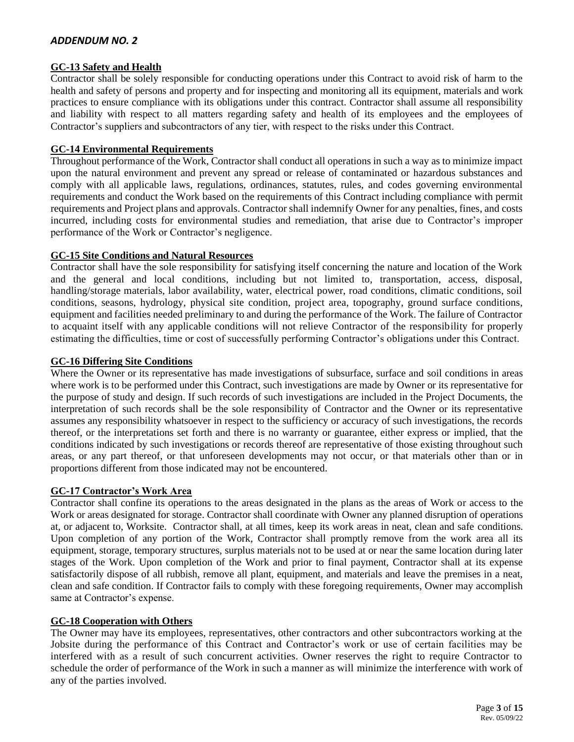*ADDENDUM NO. 2*

**GC-13 Safety and Health**

Contractor shall be solely responsible for conducting operations under this Contract to avoid risk of harm to the health and safety of persons and property and for inspecting and monitoring all its equipment, materials and work practices to ensure compliance with its obligations under this contract. Contractor shall assume all responsibility and liability with respect to all matters regarding safety and health of its employees and the employees of Contractor's suppliers and subcontractors of any tier, with respect to the risks under this Contract.

**GC-14 Environmental Requirements**

Throughout performance of the Work, Contractor shall conduct all operations in such a way as to minimize impact upon the natural environment and prevent any spread or release of contaminated or hazardous substances and comply with all applicable laws, regulations, ordinances, statutes, rules, and codes governing environmental requirements and conduct the Work based on the requirements of this Contract including compliance with permit requirements and Project plans and approvals. Contractor shall indemnify Owner for any penalties, fines, and costs incurred, including costs for environmental studies and remediation, that arise due to Contractor's improper performance of the Work or Contractor's negligence.

**GC-15 Site Conditions and Natural Resources**

Contractor shall have the sole responsibility for satisfying itself concerning the nature and location of the Work and the general and local conditions, including but not limited to, transportation, access, disposal, handling/storage materials, labor availability, water, electrical power, road conditions, climatic conditions, soil conditions, seasons, hydrology, physical site condition, project area, topography, ground surface conditions, equipment and facilities needed preliminary to and during the performance of the Work. The failure of Contractor to acquaint itself with any applicable conditions will not relieve Contractor of the responsibility for properly estimating the difficulties, time or cost of successfully performing Contractor's obligations under this Contract.

**GC-16 Differing Site Conditions**

Where the Owner or its representative has made investigations of subsurface, surface and soil conditions in areas where work is to be performed under this Contract, such investigations are made by Owner or its representative for the purpose of study and design. If such records of such investigations are included in the Project Documents, the interpretation of such records shall be the sole responsibility of Contractor and the Owner or its representative assumes any responsibility whatsoever in respect to the sufficiency or accuracy of such investigations, the records thereof, or the interpretations set forth and there is no warranty or guarantee, either express or implied, that the conditions indicated by such investigations or records thereof are representative of those existing throughout such areas, or any part thereof, or that unforeseen developments may not occur, or that materials other than or in proportions different from those indicated may not be encountered.

**GC-17 Contractor's Work Area**

Contractor shall confine its operations to the areas designated in the plans as the areas of Work or access to the Work or areas designated for storage. Contractor shall coordinate with Owner any planned disruption of operations at, or adjacent to, Worksite. Contractor shall, at all times, keep its work areas in neat, clean and safe conditions. Upon completion of any portion of the Work, Contractor shall promptly remove from the work area all its equipment, storage, temporary structures, surplus materials not to be used at or near the same location during later stages of the Work. Upon completion of the Work and prior to final payment, Contractor shall at its expense satisfactorily dispose of all rubbish, remove all plant, equipment, and materials and leave the premises in a neat, clean and safe condition. If Contractor fails to comply with these foregoing requirements, Owner may accomplish same at Contractor's expense.

**GC-18 Cooperation with Others**

The Owner may have its employees, representatives, other contractors and other subcontractors working at the Jobsite during the performance of this Contract and Contractor's work or use of certain facilities may be interfered with as a result of such concurrent activities. Owner reserves the right to require Contractor to schedule the order of performance of the Work in such a manner as will minimize the interference with work of any of the parties involved.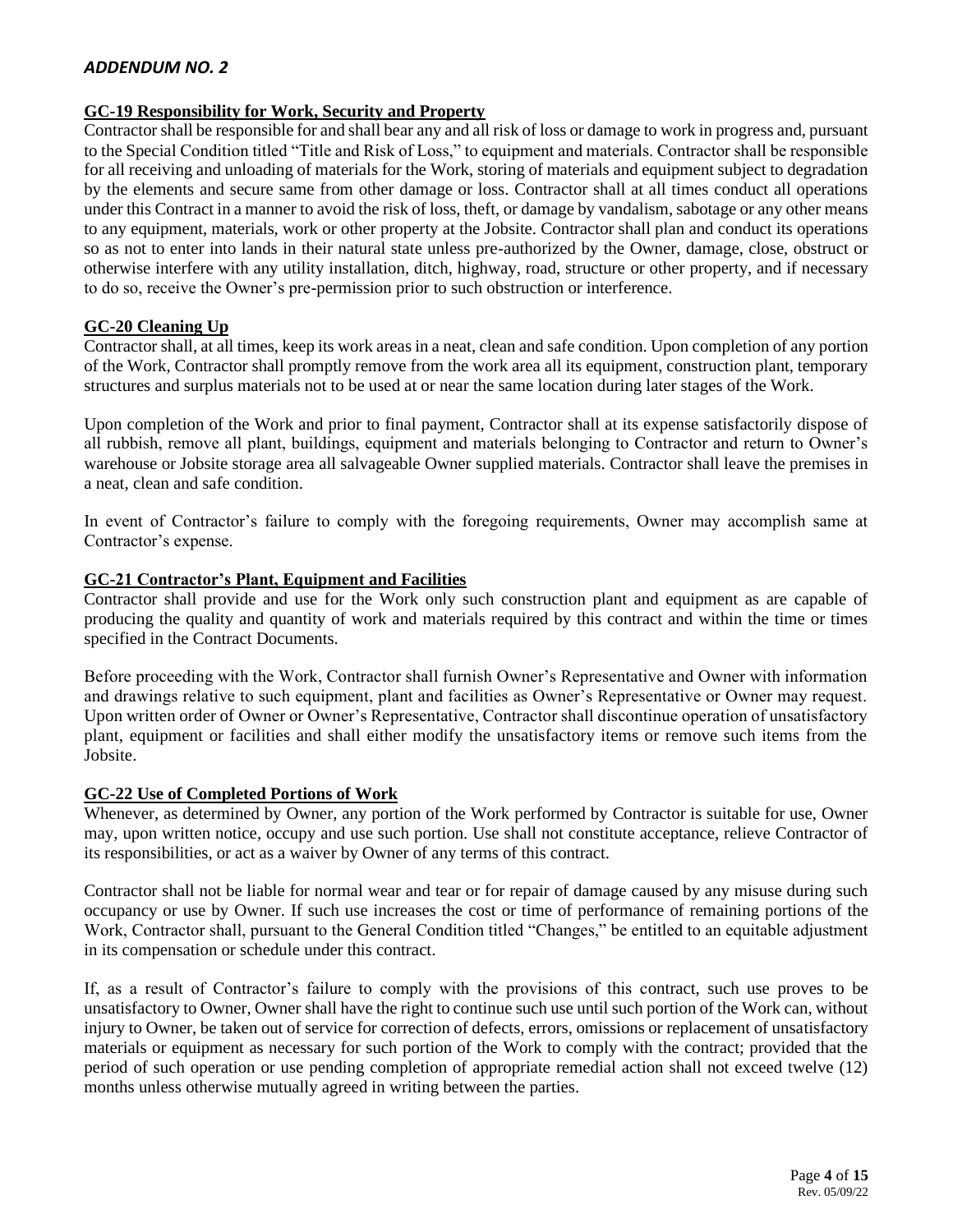## *ADDENDUM NO. 2*

### GC-19 Responsibility for Work, Security and Property

Contractor shall be responsible for and shall bear any and all risk of loss or damage to work in progress and, pursuant to the Special Condition titled "Title and Risk of Loss," to equipment and materials. Contractor shall be responsible for all receiving and unloading of materials for the Work, storing of materials and equipment subject to degradation by the elements and secure same from other damage or loss. Contractor shall at all times conduct all operations under this Contract in a manner to avoid the risk of loss, theft, or damage by vandalism, sabotage or any other means to any equipment, materials, work or other property at the Jobsite. Contractor shall plan and conduct its operations so as not to enter into lands in their natural state unless pre-authorized by the Owner, damage, close, obstruct or otherwise interfere with any utility installation, ditch, highway, road, structure or other property, and if necessary to do so, receive the Owner's pre-permission prior to such obstruction or interference.

### GC-20 Cleaning Up

Contractor shall, at all times, keep its work areas in a neat, clean and safe condition. Upon completion of any portion of the Work, Contractor shall promptly remove from the work area all its equipment, construction plant, temporary structures and surplus materials not to be used at or near the same location during later stages of the Work.

Upon completion of the Work and prior to final payment, Contractor shall at its expense satisfactorily dispose of all rubbish, remove all plant, buildings, equipment and materials belonging to Contractor and return to Owner's warehouse or Jobsite storage area all salvageable Owner supplied materials. Contractor shall leave the premises in a neat, clean and safe condition.

In event of Contractor's failure to comply with the foregoing requirements, Owner may accomplish same at Contractor's expense.

### GC-21 Contractor's Plant, Equipment and Facilities

Contractor shall provide and use for the Work only such construction plant and equipment as are capable of producing the quality and quantity of work and materials required by this contract and within the time or times specified in the Contract Documents.

Before proceeding with the Work, Contractor shall furnish Owner's Representative and Owner with information and drawings relative to such equipment, plant and facilities as Owner's Representative or Owner may request. Upon written order of Owner or Owner's Representative, Contractor shall discontinue operation of unsatisfactory plant, equipment or facilities and shall either modify the unsatisfactory items or remove such items from the Jobsite.

### GC-22 Use of Completed Portions of Work

Whenever, as determined by Owner, any portion of the Work performed by Contractor is suitable for use, Owner may, upon written notice, occupy and use such portion. Use shall not constitute acceptance, relieve Contractor of its responsibilities, or act as a waiver by Owner of any terms of this contract.

Contractor shall not be liable for normal wear and tear or for repair of damage caused by any misuse during such occupancy or use by Owner. If such use increases the cost or time of performance of remaining portions of the Work, Contractor shall, pursuant to the General Condition titled "Changes," be entitled to an equitable adjustment in its compensation or schedule under this contract.

If, as a result of Contractor's failure to comply with the provisions of this contract, such use proves to be unsatisfactory to Owner, Owner shall have the right to continue such use until such portion of the Work can, without injury to Owner, be taken out of service for correction of defects, errors, omissions or replacement of unsatisfactory materials or equipment as necessary for such portion of the Work to comply with the contract; provided that the period of such operation or use pending completion of appropriate remedial action shall not exceed twelve (12) months unless otherwise mutually agreed in writing between the parties.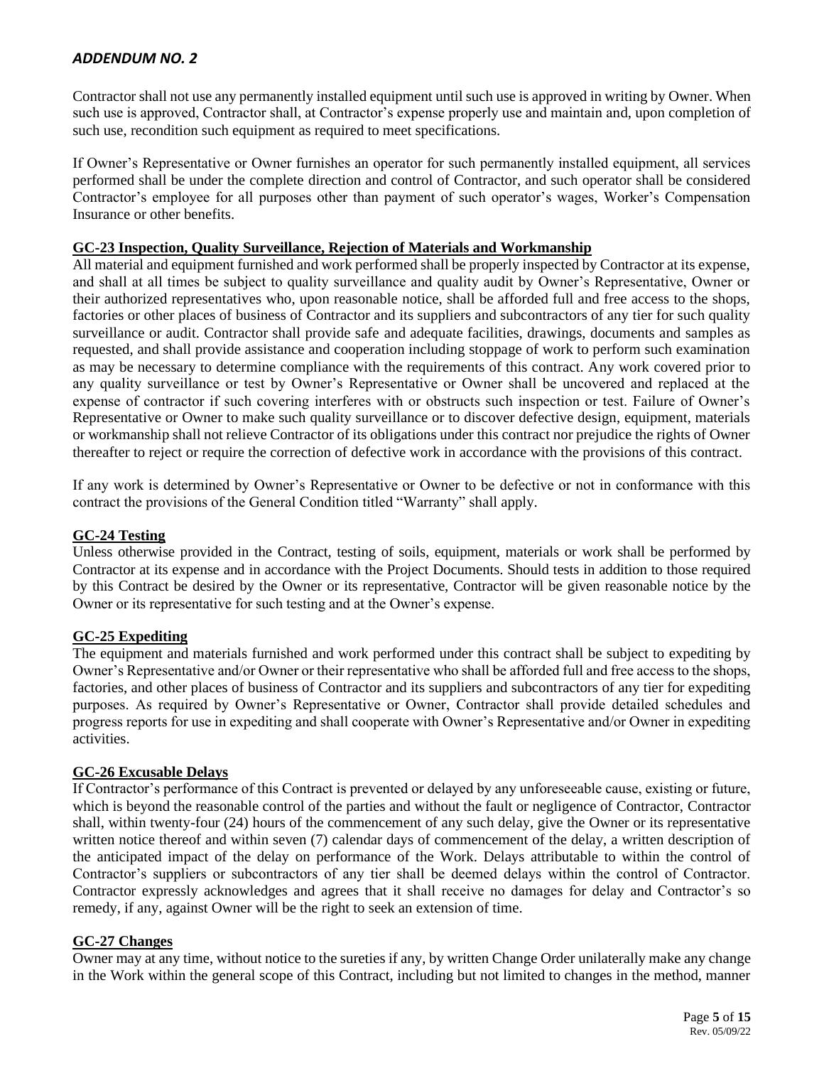## ADDENDUM NO. 2

Contractor shall not use any permanently installed equipment until such use is approved in writing by Owner. When such use is approved, Contractor shall, at Contractor's expense properly use and maintain and, upon completion of such use, recondition such equipment as required to meet specifications.

If Owner's Representative or Owner furnishes an operator for such permanently installed equipment, all services performed shall be under the complete direction and control of Contractor, and such operator shall be considered Contractor's employee for all purposes other than payment of such operator's wages, Worker's Compensation Insurance or other benefits.

**GC-23 Inspection, Quality Surveillance, Rejection of Materials and Workmanship**

All material and equipment furnished and work performed shall be properly inspected by Contractor at its expense, and shall at all times be subject to quality surveillance and quality audit by Owner's Representative, Owner or their authorized representatives who, upon reasonable notice, shall be afforded full and free access to the shops, factories or other places of business of Contractor and its suppliers and subcontractors of any tier for such quality surveillance or audit. Contractor shall provide safe and adequate facilities, drawings, documents and samples as requested, and shall provide assistance and cooperation including stoppage of work to perform such examination as may be necessary to determine compliance with the requirements of this contract. Any work covered prior to any quality surveillance or test by Owner's Representative or Owner shall be uncovered and replaced at the expense of contractor if such covering interferes with or obstructs such inspection or test. Failure of Owner's Representative or Owner to make such quality surveillance or to discover defective design, equipment, materials or workmanship shall not relieve Contractor of its obligations under this contract nor prejudice the rights of Owner thereafter to reject or require the correction of defective work in accordance with the provisions of this contract.

If any work is determined by Owner's Representative or Owner to be defective or not in conformance with this contract the provisions of the General Condition titled "Warranty" shall apply.

**GC-24 Testing**

Unless otherwise provided in the Contract, testing of soils, equipment, materials or work shall be performed by Contractor at its expense and in accordance with the Project Documents. Should tests in addition to those required by this Contract be desired by the Owner or its representative, Contractor will be given reasonable notice by the Owner or its representative for such testing and at the Owner's expense.

**GC-25 Expediting**

The equipment and materials furnished and work performed under this contract shall be subject to expediting by Owner's Representative and/or Owner or their representative who shall be afforded full and free access to the shops, factories, and other places of business of Contractor and its suppliers and subcontractors of any tier for expediting purposes. As required by Owner's Representative or Owner, Contractor shall provide detailed schedules and progress reports for use in expediting and shall cooperate with Owner's Representative and/or Owner in expediting activities.

**GC-26 Excusable Delays**

If Contractor's performance of this Contract is prevented or delayed by any unforeseeable cause, existing or future, which is beyond the reasonable control of the parties and without the fault or negligence of Contractor, Contractor shall, within twenty-four (24) hours of the commencement of any such delay, give the Owner or its representative written notice thereof and within seven (7) calendar days of commencement of the delay, a written description of the anticipated impact of the delay on performance of the Work. Delays attributable to within the control of Contractor's suppliers or subcontractors of any tier shall be deemed delays within the control of Contractor. Contractor expressly acknowledges and agrees that it shall receive no damages for delay and Contractor's so remedy, if any, against Owner will be the right to seek an extension of time.

**GC-27 Changes**

Owner may at any time, without notice to the sureties if any, by written Change Order unilaterally make any change in the Work within the general scope of this Contract, including but not limited to changes in the method, manner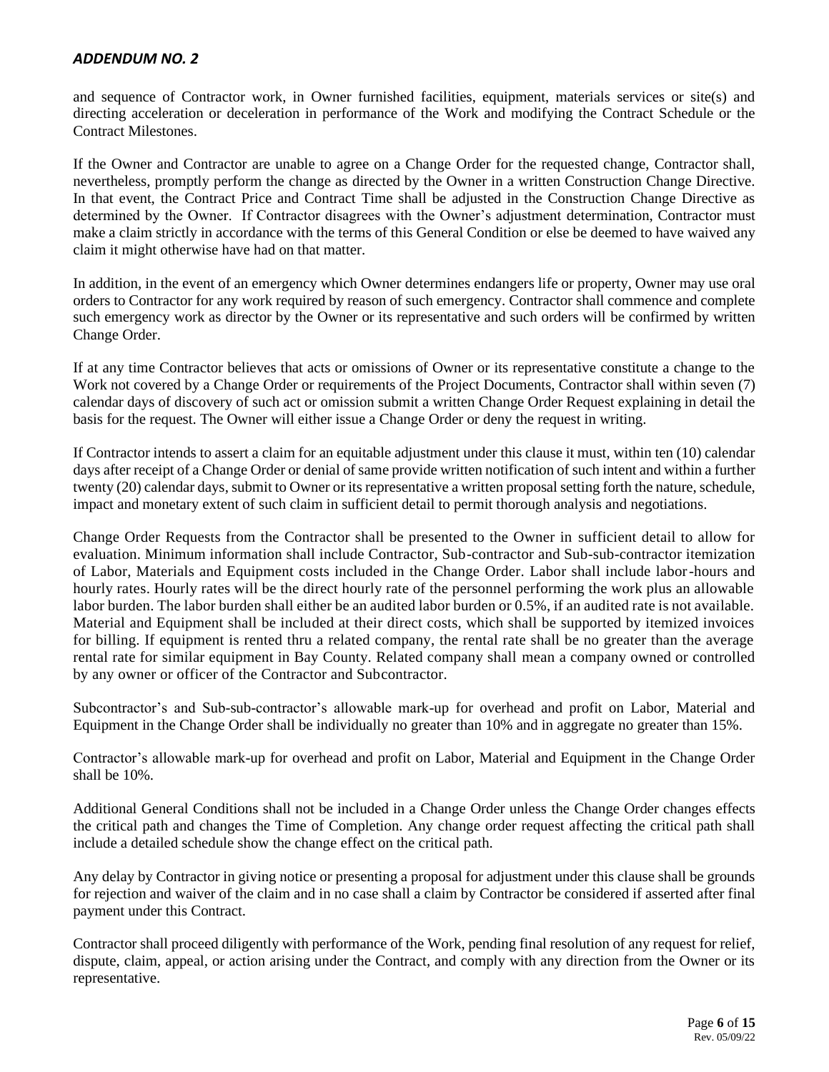and sequence of Contractor work, in Owner furnished facilities, equipment, materials services or site(s) and directing acceleration or deceleration in performance of the Work and modifying the Contract Schedule or the Contract Milestones.

If the Owner and Contractor are unable to agree on a Change Order for the requested change, Contractor shall, nevertheless, promptly perform the change as directed by the Owner in a written Construction Change Directive. In that event, the Contract Price and Contract Time shall be adjusted in the Construction Change Directive as determined by the Owner. If Contractor disagrees with the Owner's adjustment determination, Contractor must make a claim strictly in accordance with the terms of this General Condition or else be deemed to have waived any claim it might otherwise have had on that matter.

In addition, in the event of an emergency which Owner determines endangers life or property, Owner may use oral orders to Contractor for any work required by reason of such emergency. Contractor shall commence and complete such emergency work as director by the Owner or its representative and such orders will be confirmed by written Change Order.

If at any time Contractor believes that acts or omissions of Owner or its representative constitute a change to the Work not covered by a Change Order or requirements of the Project Documents, Contractor shall within seven (7) calendar days of discovery of such act or omission submit a written Change Order Request explaining in detail the basis for the request. The Owner will either issue a Change Order or deny the request in writing.

If Contractor intends to assert a claim for an equitable adjustment under this clause it must, within ten (10) calendar days after receipt of a Change Order or denial of same provide written notification of such intent and within a further twenty (20) calendar days, submit to Owner or its representative a written proposal setting forth the nature, schedule, impact and monetary extent of such claim in sufficient detail to permit thorough analysis and negotiations.

Change Order Requests from the Contractor shall be presented to the Owner in sufficient detail to allow for evaluation. Minimum information shall include Contractor, Sub-contractor and Sub-sub-contractor itemization of Labor, Materials and Equipment costs included in the Change Order. Labor shall include labor-hours and hourly rates. Hourly rates will be the direct hourly rate of the personnel performing the work plus an allowable labor burden. The labor burden shall either be an audited labor burden or 0.5%, if an audited rate is not available. Material and Equipment shall be included at their direct costs, which shall be supported by itemized invoices for billing. If equipment is rented thru a related company, the rental rate shall be no greater than the average rental rate for similar equipment in Bay County. Related company shall mean a company owned or controlled by any owner or officer of the Contractor and Subcontractor.

Subcontractor's and Sub-sub-contractor's allowable mark-up for overhead and profit on Labor, Material and Equipment in the Change Order shall be individually no greater than 10% and in aggregate no greater than 15%.

Contractor's allowable mark-up for overhead and profit on Labor, Material and Equipment in the Change Order shall be 10%.

Additional General Conditions shall not be included in a Change Order unless the Change Order changes effects the critical path and changes the Time of Completion. Any change order request affecting the critical path shall include a detailed schedule show the change effect on the critical path.

Any delay by Contractor in giving notice or presenting a proposal for adjustment under this clause shall be grounds for rejection and waiver of the claim and in no case shall a claim by Contractor be considered if asserted after final payment under this Contract.

Contractor shall proceed diligently with performance of the Work, pending final resolution of any request for relief, dispute, claim, appeal, or action arising under the Contract, and comply with any direction from the Owner or its representative.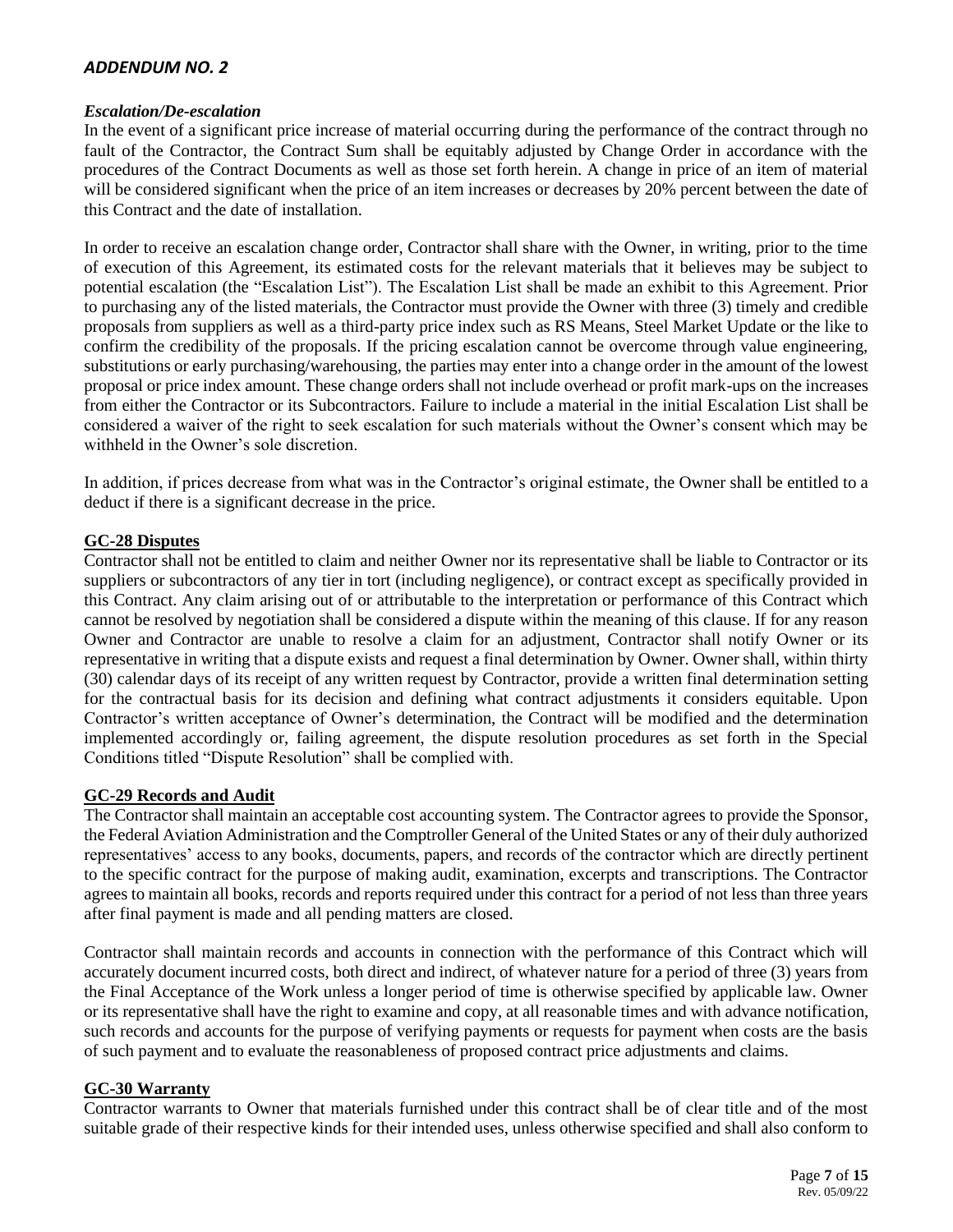## *ADDENDUM NO. 2*

***Escalation/De-escalation***

In the event of a significant price increase of material occurring during the performance of the contract through no fault of the Contractor, the Contract Sum shall be equitably adjusted by Change Order in accordance with the procedures of the Contract Documents as well as those set forth herein. A change in price of an item of material will be considered significant when the price of an item increases or decreases by 20% percent between the date of this Contract and the date of installation.

In order to receive an escalation change order, Contractor shall share with the Owner, in writing, prior to the time of execution of this Agreement, its estimated costs for the relevant materials that it believes may be subject to potential escalation (the "Escalation List"). The Escalation List shall be made an exhibit to this Agreement. Prior to purchasing any of the listed materials, the Contractor must provide the Owner with three (3) timely and credible proposals from suppliers as well as a third-party price index such as RS Means, Steel Market Update or the like to confirm the credibility of the proposals. If the pricing escalation cannot be overcome through value engineering, substitutions or early purchasing/warehousing, the parties may enter into a change order in the amount of the lowest proposal or price index amount. These change orders shall not include overhead or profit mark-ups on the increases from either the Contractor or its Subcontractors. Failure to include a material in the initial Escalation List shall be considered a waiver of the right to seek escalation for such materials without the Owner's consent which may be withheld in the Owner's sole discretion.

In addition, if prices decrease from what was in the Contractor's original estimate, the Owner shall be entitled to a deduct if there is a significant decrease in the price.

**GC-28 Disputes**

Contractor shall not be entitled to claim and neither Owner nor its representative shall be liable to Contractor or its suppliers or subcontractors of any tier in tort (including negligence), or contract except as specifically provided in this Contract. Any claim arising out of or attributable to the interpretation or performance of this Contract which cannot be resolved by negotiation shall be considered a dispute within the meaning of this clause. If for any reason Owner and Contractor are unable to resolve a claim for an adjustment, Contractor shall notify Owner or its representative in writing that a dispute exists and request a final determination by Owner. Owner shall, within thirty (30) calendar days of its receipt of any written request by Contractor, provide a written final determination setting for the contractual basis for its decision and defining what contract adjustments it considers equitable. Upon Contractor's written acceptance of Owner's determination, the Contract will be modified and the determination implemented accordingly or, failing agreement, the dispute resolution procedures as set forth in the Special Conditions titled "Dispute Resolution" shall be complied with.

**GC-29 Records and Audit**

The Contractor shall maintain an acceptable cost accounting system. The Contractor agrees to provide the Sponsor, the Federal Aviation Administration and the Comptroller General of the United States or any of their duly authorized representatives' access to any books, documents, papers, and records of the contractor which are directly pertinent to the specific contract for the purpose of making audit, examination, excerpts and transcriptions. The Contractor agrees to maintain all books, records and reports required under this contract for a period of not less than three years after final payment is made and all pending matters are closed.

Contractor shall maintain records and accounts in connection with the performance of this Contract which will accurately document incurred costs, both direct and indirect, of whatever nature for a period of three (3) years from the Final Acceptance of the Work unless a longer period of time is otherwise specified by applicable law. Owner or its representative shall have the right to examine and copy, at all reasonable times and with advance notification, such records and accounts for the purpose of verifying payments or requests for payment when costs are the basis of such payment and to evaluate the reasonableness of proposed contract price adjustments and claims.

**GC-30 Warranty**

Contractor warrants to Owner that materials furnished under this contract shall be of clear title and of the most suitable grade of their respective kinds for their intended uses, unless otherwise specified and shall also conform to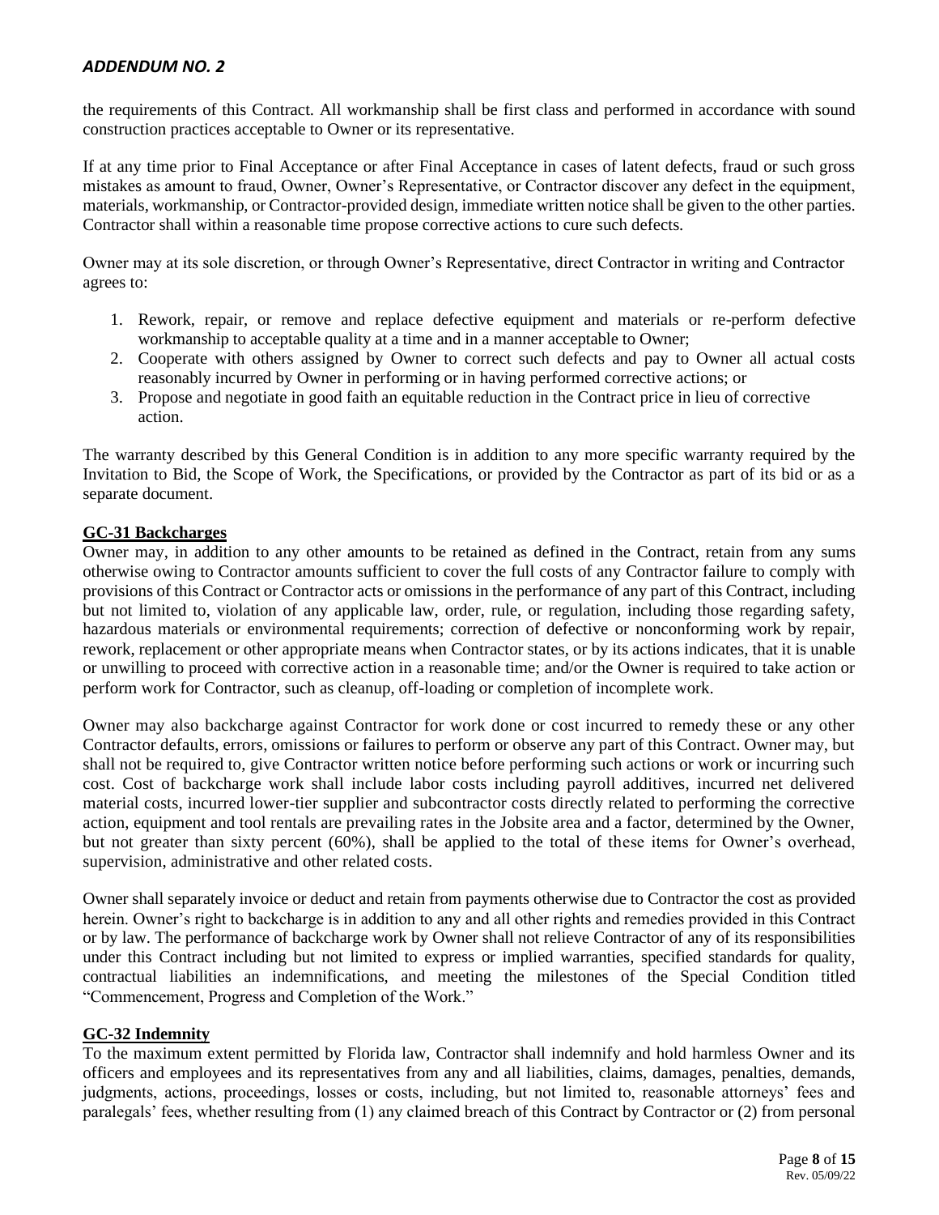the requirements of this Contract. All workmanship shall be first class and performed in accordance with sound construction practices acceptable to Owner or its representative.

If at any time prior to Final Acceptance or after Final Acceptance in cases of latent defects, fraud or such gross mistakes as amount to fraud, Owner, Owner's Representative, or Contractor discover any defect in the equipment, materials, workmanship, or Contractor-provided design, immediate written notice shall be given to the other parties. Contractor shall within a reasonable time propose corrective actions to cure such defects.

Owner may at its sole discretion, or through Owner's Representative, direct Contractor in writing and Contractor agrees to:

1. Rework, repair, or remove and replace defective equipment and materials or re-perform defective workmanship to acceptable quality at a time and in a manner acceptable to Owner;
2. Cooperate with others assigned by Owner to correct such defects and pay to Owner all actual costs reasonably incurred by Owner in performing or in having performed corrective actions; or
3. Propose and negotiate in good faith an equitable reduction in the Contract price in lieu of corrective action.

The warranty described by this General Condition is in addition to any more specific warranty required by the Invitation to Bid, the Scope of Work, the Specifications, or provided by the Contractor as part of its bid or as a separate document.

**GC-31 Backcharges**

Owner may, in addition to any other amounts to be retained as defined in the Contract, retain from any sums otherwise owing to Contractor amounts sufficient to cover the full costs of any Contractor failure to comply with provisions of this Contract or Contractor acts or omissions in the performance of any part of this Contract, including but not limited to, violation of any applicable law, order, rule, or regulation, including those regarding safety, hazardous materials or environmental requirements; correction of defective or nonconforming work by repair, rework, replacement or other appropriate means when Contractor states, or by its actions indicates, that it is unable or unwilling to proceed with corrective action in a reasonable time; and/or the Owner is required to take action or perform work for Contractor, such as cleanup, off-loading or completion of incomplete work.

Owner may also backcharge against Contractor for work done or cost incurred to remedy these or any other Contractor defaults, errors, omissions or failures to perform or observe any part of this Contract. Owner may, but shall not be required to, give Contractor written notice before performing such actions or work or incurring such cost. Cost of backcharge work shall include labor costs including payroll additives, incurred net delivered material costs, incurred lower-tier supplier and subcontractor costs directly related to performing the corrective action, equipment and tool rentals are prevailing rates in the Jobsite area and a factor, determined by the Owner, but not greater than sixty percent (60%), shall be applied to the total of these items for Owner's overhead, supervision, administrative and other related costs.

Owner shall separately invoice or deduct and retain from payments otherwise due to Contractor the cost as provided herein. Owner's right to backcharge is in addition to any and all other rights and remedies provided in this Contract or by law. The performance of backcharge work by Owner shall not relieve Contractor of any of its responsibilities under this Contract including but not limited to express or implied warranties, specified standards for quality, contractual liabilities an indemnifications, and meeting the milestones of the Special Condition titled "Commencement, Progress and Completion of the Work."

**GC-32 Indemnity**

To the maximum extent permitted by Florida law, Contractor shall indemnify and hold harmless Owner and its officers and employees and its representatives from any and all liabilities, claims, damages, penalties, demands, judgments, actions, proceedings, losses or costs, including, but not limited to, reasonable attorneys' fees and paralegals' fees, whether resulting from (1) any claimed breach of this Contract by Contractor or (2) from personal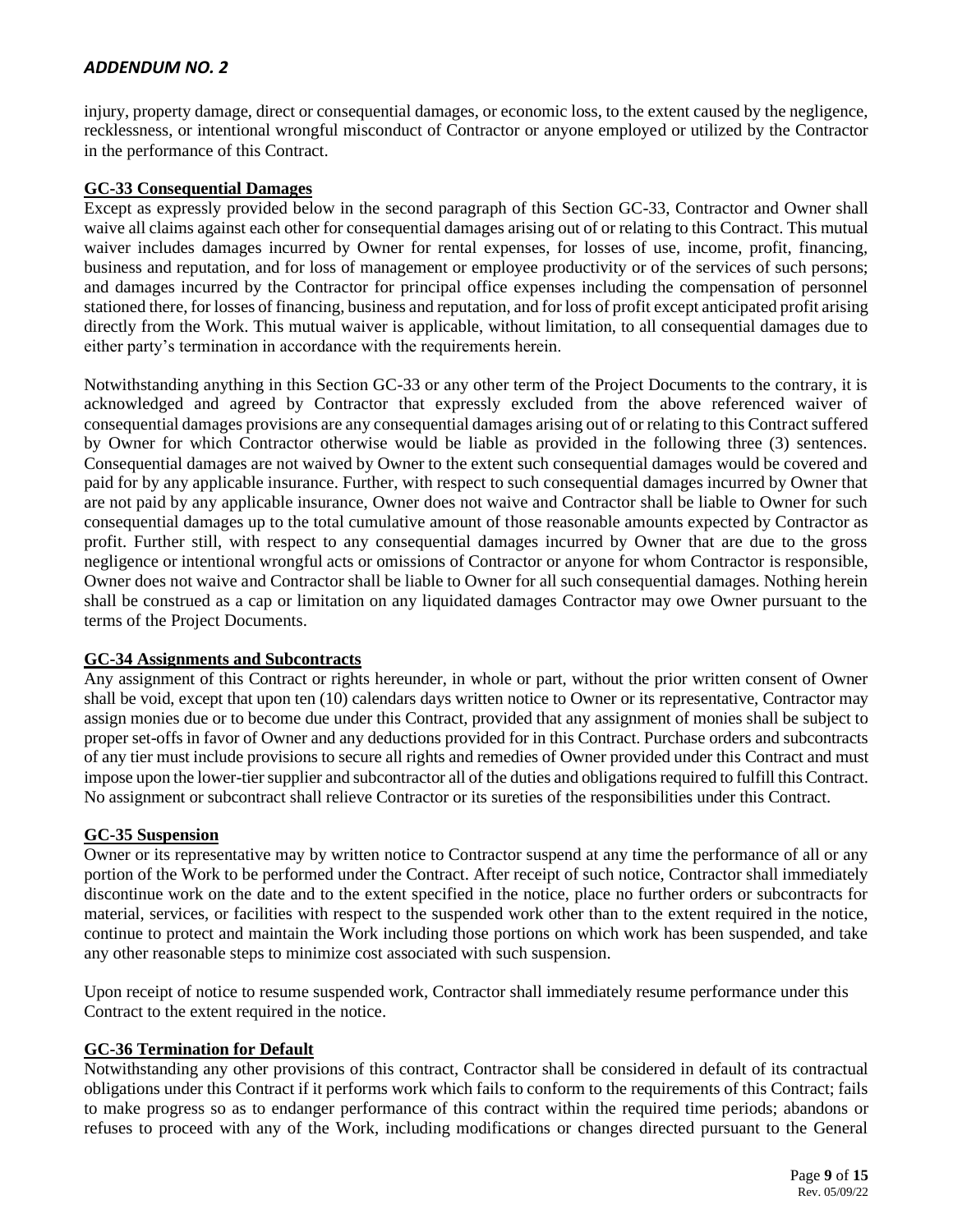injury, property damage, direct or consequential damages, or economic loss, to the extent caused by the negligence, recklessness, or intentional wrongful misconduct of Contractor or anyone employed or utilized by the Contractor in the performance of this Contract.

## GC-33 Consequential Damages

Except as expressly provided below in the second paragraph of this Section GC-33, Contractor and Owner shall waive all claims against each other for consequential damages arising out of or relating to this Contract. This mutual waiver includes damages incurred by Owner for rental expenses, for losses of use, income, profit, financing, business and reputation, and for loss of management or employee productivity or of the services of such persons; and damages incurred by the Contractor for principal office expenses including the compensation of personnel stationed there, for losses of financing, business and reputation, and for loss of profit except anticipated profit arising directly from the Work. This mutual waiver is applicable, without limitation, to all consequential damages due to either party's termination in accordance with the requirements herein.

Notwithstanding anything in this Section GC-33 or any other term of the Project Documents to the contrary, it is acknowledged and agreed by Contractor that expressly excluded from the above referenced waiver of consequential damages provisions are any consequential damages arising out of or relating to this Contract suffered by Owner for which Contractor otherwise would be liable as provided in the following three (3) sentences. Consequential damages are not waived by Owner to the extent such consequential damages would be covered and paid for by any applicable insurance. Further, with respect to such consequential damages incurred by Owner that are not paid by any applicable insurance, Owner does not waive and Contractor shall be liable to Owner for such consequential damages up to the total cumulative amount of those reasonable amounts expected by Contractor as profit. Further still, with respect to any consequential damages incurred by Owner that are due to the gross negligence or intentional wrongful acts or omissions of Contractor or anyone for whom Contractor is responsible, Owner does not waive and Contractor shall be liable to Owner for all such consequential damages. Nothing herein shall be construed as a cap or limitation on any liquidated damages Contractor may owe Owner pursuant to the terms of the Project Documents.

## GC-34 Assignments and Subcontracts

Any assignment of this Contract or rights hereunder, in whole or part, without the prior written consent of Owner shall be void, except that upon ten (10) calendars days written notice to Owner or its representative, Contractor may assign monies due or to become due under this Contract, provided that any assignment of monies shall be subject to proper set-offs in favor of Owner and any deductions provided for in this Contract. Purchase orders and subcontracts of any tier must include provisions to secure all rights and remedies of Owner provided under this Contract and must impose upon the lower-tier supplier and subcontractor all of the duties and obligations required to fulfill this Contract. No assignment or subcontract shall relieve Contractor or its sureties of the responsibilities under this Contract.

## GC-35 Suspension

Owner or its representative may by written notice to Contractor suspend at any time the performance of all or any portion of the Work to be performed under the Contract. After receipt of such notice, Contractor shall immediately discontinue work on the date and to the extent specified in the notice, place no further orders or subcontracts for material, services, or facilities with respect to the suspended work other than to the extent required in the notice, continue to protect and maintain the Work including those portions on which work has been suspended, and take any other reasonable steps to minimize cost associated with such suspension.

Upon receipt of notice to resume suspended work, Contractor shall immediately resume performance under this Contract to the extent required in the notice.

## GC-36 Termination for Default

Notwithstanding any other provisions of this contract, Contractor shall be considered in default of its contractual obligations under this Contract if it performs work which fails to conform to the requirements of this Contract; fails to make progress so as to endanger performance of this contract within the required time periods; abandons or refuses to proceed with any of the Work, including modifications or changes directed pursuant to the General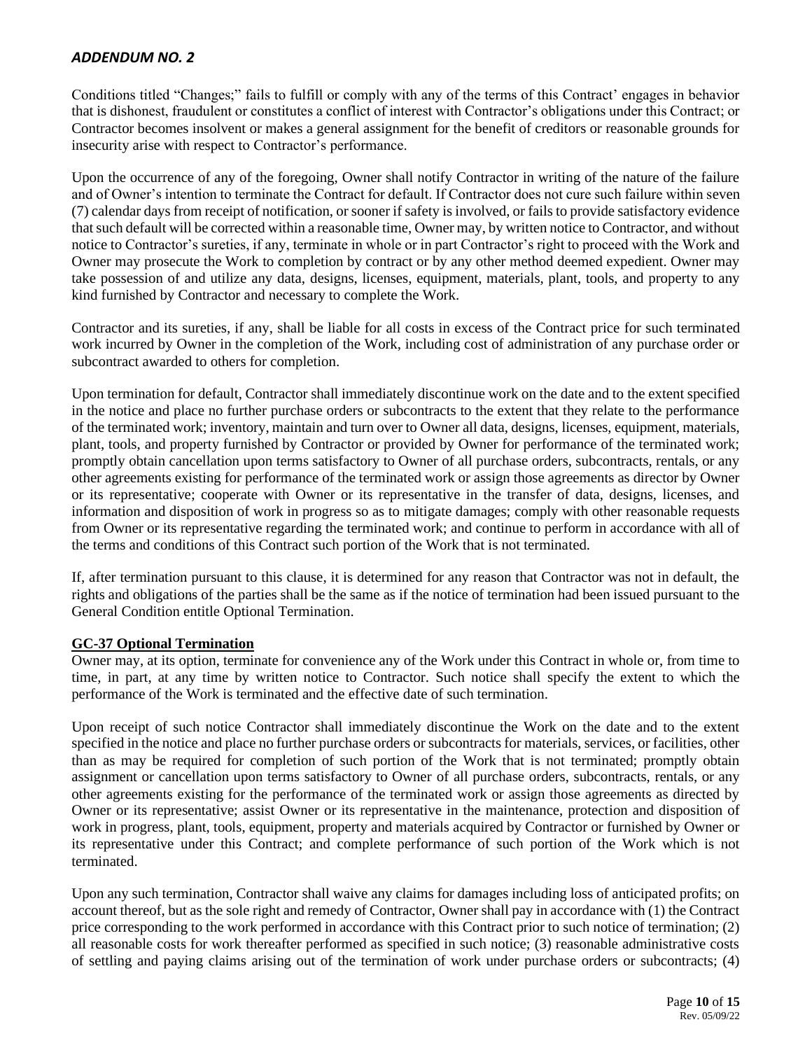## *ADDENDUM NO. 2*

Conditions titled "Changes;" fails to fulfill or comply with any of the terms of this Contract' engages in behavior that is dishonest, fraudulent or constitutes a conflict of interest with Contractor's obligations under this Contract; or Contractor becomes insolvent or makes a general assignment for the benefit of creditors or reasonable grounds for insecurity arise with respect to Contractor's performance.

Upon the occurrence of any of the foregoing, Owner shall notify Contractor in writing of the nature of the failure and of Owner's intention to terminate the Contract for default. If Contractor does not cure such failure within seven (7) calendar days from receipt of notification, or sooner if safety is involved, or fails to provide satisfactory evidence that such default will be corrected within a reasonable time, Owner may, by written notice to Contractor, and without notice to Contractor's sureties, if any, terminate in whole or in part Contractor's right to proceed with the Work and Owner may prosecute the Work to completion by contract or by any other method deemed expedient. Owner may take possession of and utilize any data, designs, licenses, equipment, materials, plant, tools, and property to any kind furnished by Contractor and necessary to complete the Work.

Contractor and its sureties, if any, shall be liable for all costs in excess of the Contract price for such terminated work incurred by Owner in the completion of the Work, including cost of administration of any purchase order or subcontract awarded to others for completion.

Upon termination for default, Contractor shall immediately discontinue work on the date and to the extent specified in the notice and place no further purchase orders or subcontracts to the extent that they relate to the performance of the terminated work; inventory, maintain and turn over to Owner all data, designs, licenses, equipment, materials, plant, tools, and property furnished by Contractor or provided by Owner for performance of the terminated work; promptly obtain cancellation upon terms satisfactory to Owner of all purchase orders, subcontracts, rentals, or any other agreements existing for performance of the terminated work or assign those agreements as director by Owner or its representative; cooperate with Owner or its representative in the transfer of data, designs, licenses, and information and disposition of work in progress so as to mitigate damages; comply with other reasonable requests from Owner or its representative regarding the terminated work; and continue to perform in accordance with all of the terms and conditions of this Contract such portion of the Work that is not terminated.

If, after termination pursuant to this clause, it is determined for any reason that Contractor was not in default, the rights and obligations of the parties shall be the same as if the notice of termination had been issued pursuant to the General Condition entitle Optional Termination.

**GC-37 Optional Termination**

Owner may, at its option, terminate for convenience any of the Work under this Contract in whole or, from time to time, in part, at any time by written notice to Contractor. Such notice shall specify the extent to which the performance of the Work is terminated and the effective date of such termination.

Upon receipt of such notice Contractor shall immediately discontinue the Work on the date and to the extent specified in the notice and place no further purchase orders or subcontracts for materials, services, or facilities, other than as may be required for completion of such portion of the Work that is not terminated; promptly obtain assignment or cancellation upon terms satisfactory to Owner of all purchase orders, subcontracts, rentals, or any other agreements existing for the performance of the terminated work or assign those agreements as directed by Owner or its representative; assist Owner or its representative in the maintenance, protection and disposition of work in progress, plant, tools, equipment, property and materials acquired by Contractor or furnished by Owner or its representative under this Contract; and complete performance of such portion of the Work which is not terminated.

Upon any such termination, Contractor shall waive any claims for damages including loss of anticipated profits; on account thereof, but as the sole right and remedy of Contractor, Owner shall pay in accordance with (1) the Contract price corresponding to the work performed in accordance with this Contract prior to such notice of termination; (2) all reasonable costs for work thereafter performed as specified in such notice; (3) reasonable administrative costs of settling and paying claims arising out of the termination of work under purchase orders or subcontracts; (4)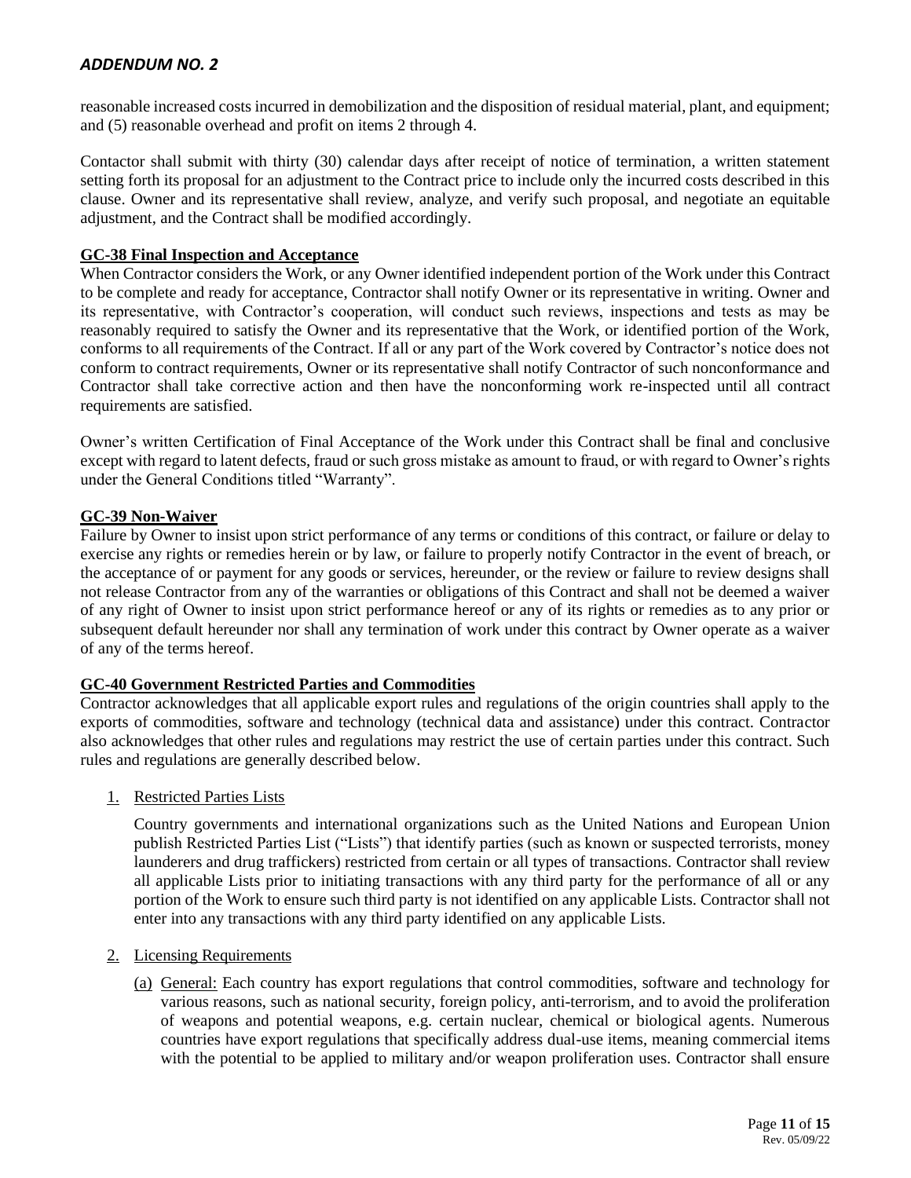reasonable increased costs incurred in demobilization and the disposition of residual material, plant, and equipment; and (5) reasonable overhead and profit on items 2 through 4.

Contactor shall submit with thirty (30) calendar days after receipt of notice of termination, a written statement setting forth its proposal for an adjustment to the Contract price to include only the incurred costs described in this clause. Owner and its representative shall review, analyze, and verify such proposal, and negotiate an equitable adjustment, and the Contract shall be modified accordingly.

**GC-38 Final Inspection and Acceptance**

When Contractor considers the Work, or any Owner identified independent portion of the Work under this Contract to be complete and ready for acceptance, Contractor shall notify Owner or its representative in writing. Owner and its representative, with Contractor's cooperation, will conduct such reviews, inspections and tests as may be reasonably required to satisfy the Owner and its representative that the Work, or identified portion of the Work, conforms to all requirements of the Contract. If all or any part of the Work covered by Contractor's notice does not conform to contract requirements, Owner or its representative shall notify Contractor of such nonconformance and Contractor shall take corrective action and then have the nonconforming work re-inspected until all contract requirements are satisfied.

Owner's written Certification of Final Acceptance of the Work under this Contract shall be final and conclusive except with regard to latent defects, fraud or such gross mistake as amount to fraud, or with regard to Owner's rights under the General Conditions titled "Warranty".

**GC-39 Non-Waiver**

Failure by Owner to insist upon strict performance of any terms or conditions of this contract, or failure or delay to exercise any rights or remedies herein or by law, or failure to properly notify Contractor in the event of breach, or the acceptance of or payment for any goods or services, hereunder, or the review or failure to review designs shall not release Contractor from any of the warranties or obligations of this Contract and shall not be deemed a waiver of any right of Owner to insist upon strict performance hereof or any of its rights or remedies as to any prior or subsequent default hereunder nor shall any termination of work under this contract by Owner operate as a waiver of any of the terms hereof.

**GC-40 Government Restricted Parties and Commodities**

Contractor acknowledges that all applicable export rules and regulations of the origin countries shall apply to the exports of commodities, software and technology (technical data and assistance) under this contract. Contractor also acknowledges that other rules and regulations may restrict the use of certain parties under this contract. Such rules and regulations are generally described below.

1. Restricted Parties Lists

   Country governments and international organizations such as the United Nations and European Union publish Restricted Parties List ("Lists") that identify parties (such as known or suspected terrorists, money launderers and drug traffickers) restricted from certain or all types of transactions. Contractor shall review all applicable Lists prior to initiating transactions with any third party for the performance of all or any portion of the Work to ensure such third party is not identified on any applicable Lists. Contractor shall not enter into any transactions with any third party identified on any applicable Lists.

2. Licensing Requirements

   (a) General: Each country has export regulations that control commodities, software and technology for various reasons, such as national security, foreign policy, anti-terrorism, and to avoid the proliferation of weapons and potential weapons, e.g. certain nuclear, chemical or biological agents. Numerous countries have export regulations that specifically address dual-use items, meaning commercial items with the potential to be applied to military and/or weapon proliferation uses. Contractor shall ensure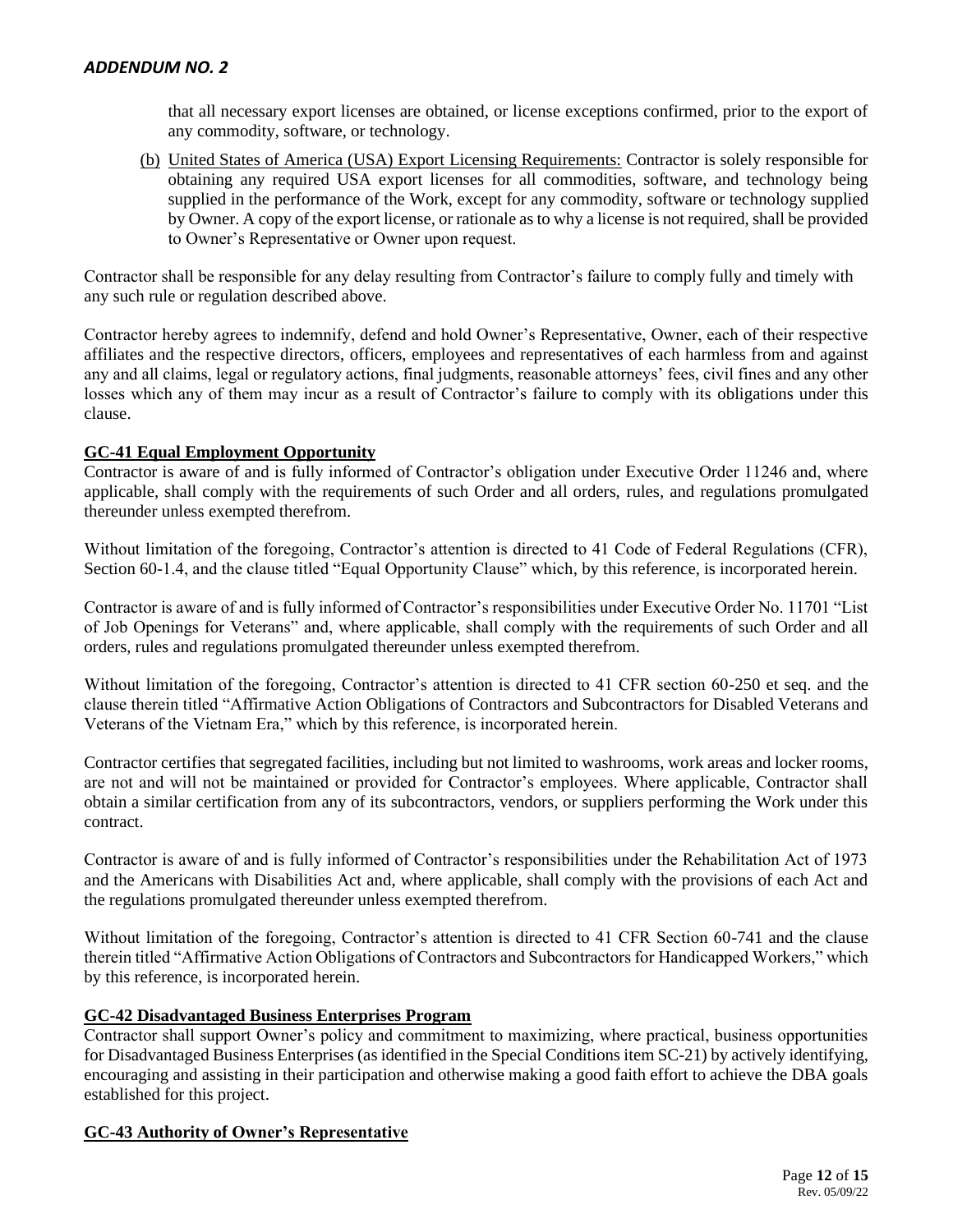that all necessary export licenses are obtained, or license exceptions confirmed, prior to the export of any commodity, software, or technology.

(b) United States of America (USA) Export Licensing Requirements: Contractor is solely responsible for obtaining any required USA export licenses for all commodities, software, and technology being supplied in the performance of the Work, except for any commodity, software or technology supplied by Owner. A copy of the export license, or rationale as to why a license is not required, shall be provided to Owner's Representative or Owner upon request.

Contractor shall be responsible for any delay resulting from Contractor's failure to comply fully and timely with any such rule or regulation described above.

Contractor hereby agrees to indemnify, defend and hold Owner's Representative, Owner, each of their respective affiliates and the respective directors, officers, employees and representatives of each harmless from and against any and all claims, legal or regulatory actions, final judgments, reasonable attorneys' fees, civil fines and any other losses which any of them may incur as a result of Contractor's failure to comply with its obligations under this clause.

**GC-41 Equal Employment Opportunity**

Contractor is aware of and is fully informed of Contractor's obligation under Executive Order 11246 and, where applicable, shall comply with the requirements of such Order and all orders, rules, and regulations promulgated thereunder unless exempted therefrom.

Without limitation of the foregoing, Contractor's attention is directed to 41 Code of Federal Regulations (CFR), Section 60-1.4, and the clause titled "Equal Opportunity Clause" which, by this reference, is incorporated herein.

Contractor is aware of and is fully informed of Contractor's responsibilities under Executive Order No. 11701 "List of Job Openings for Veterans" and, where applicable, shall comply with the requirements of such Order and all orders, rules and regulations promulgated thereunder unless exempted therefrom.

Without limitation of the foregoing, Contractor's attention is directed to 41 CFR section 60-250 et seq. and the clause therein titled "Affirmative Action Obligations of Contractors and Subcontractors for Disabled Veterans and Veterans of the Vietnam Era," which by this reference, is incorporated herein.

Contractor certifies that segregated facilities, including but not limited to washrooms, work areas and locker rooms, are not and will not be maintained or provided for Contractor's employees. Where applicable, Contractor shall obtain a similar certification from any of its subcontractors, vendors, or suppliers performing the Work under this contract.

Contractor is aware of and is fully informed of Contractor's responsibilities under the Rehabilitation Act of 1973 and the Americans with Disabilities Act and, where applicable, shall comply with the provisions of each Act and the regulations promulgated thereunder unless exempted therefrom.

Without limitation of the foregoing, Contractor's attention is directed to 41 CFR Section 60-741 and the clause therein titled "Affirmative Action Obligations of Contractors and Subcontractors for Handicapped Workers," which by this reference, is incorporated herein.

**GC-42 Disadvantaged Business Enterprises Program**

Contractor shall support Owner's policy and commitment to maximizing, where practical, business opportunities for Disadvantaged Business Enterprises (as identified in the Special Conditions item SC-21) by actively identifying, encouraging and assisting in their participation and otherwise making a good faith effort to achieve the DBA goals established for this project.

**GC-43 Authority of Owner's Representative**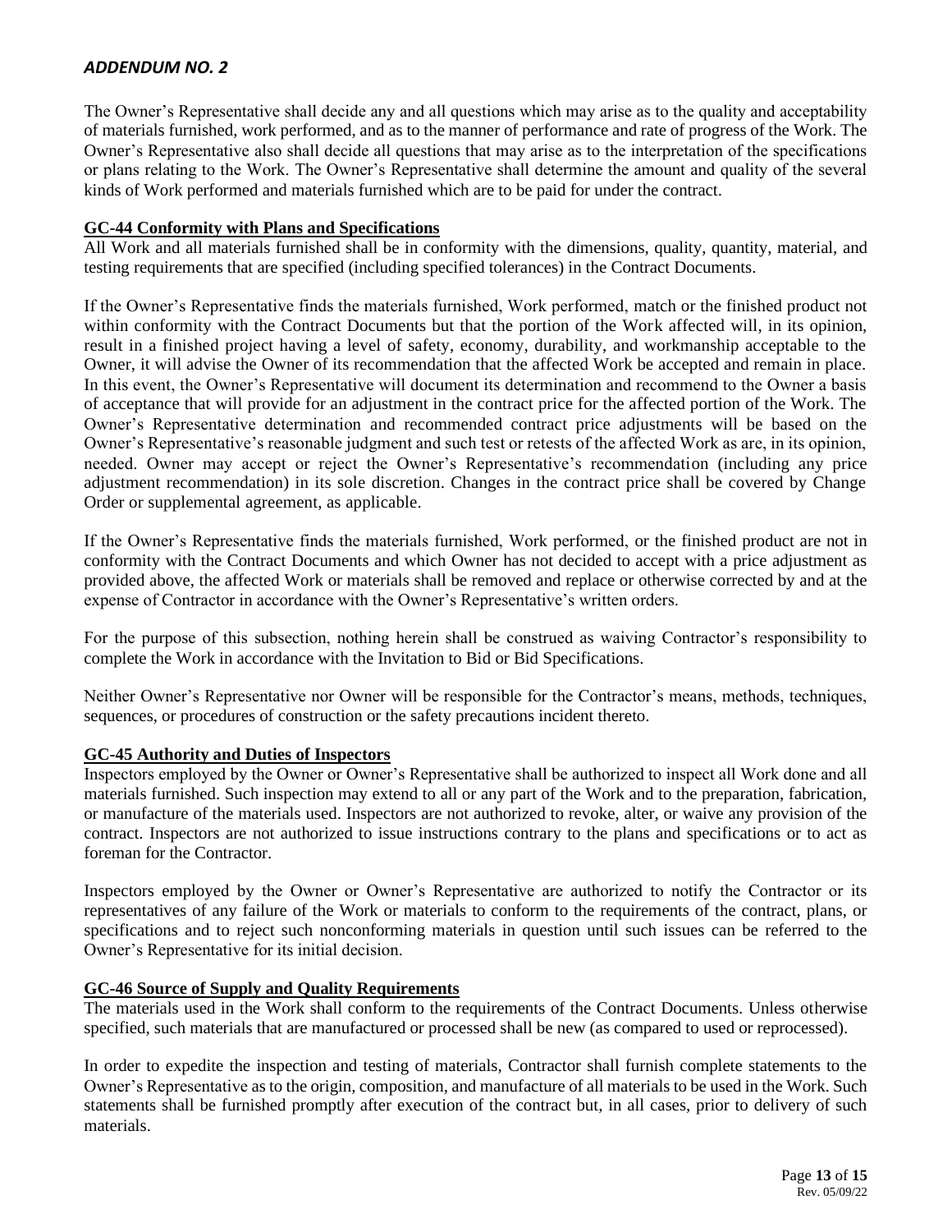*ADDENDUM NO. 2*

The Owner's Representative shall decide any and all questions which may arise as to the quality and acceptability of materials furnished, work performed, and as to the manner of performance and rate of progress of the Work. The Owner's Representative also shall decide all questions that may arise as to the interpretation of the specifications or plans relating to the Work. The Owner's Representative shall determine the amount and quality of the several kinds of Work performed and materials furnished which are to be paid for under the contract.

**GC-44 Conformity with Plans and Specifications**

All Work and all materials furnished shall be in conformity with the dimensions, quality, quantity, material, and testing requirements that are specified (including specified tolerances) in the Contract Documents.

If the Owner's Representative finds the materials furnished, Work performed, match or the finished product not within conformity with the Contract Documents but that the portion of the Work affected will, in its opinion, result in a finished project having a level of safety, economy, durability, and workmanship acceptable to the Owner, it will advise the Owner of its recommendation that the affected Work be accepted and remain in place. In this event, the Owner's Representative will document its determination and recommend to the Owner a basis of acceptance that will provide for an adjustment in the contract price for the affected portion of the Work. The Owner's Representative determination and recommended contract price adjustments will be based on the Owner's Representative's reasonable judgment and such test or retests of the affected Work as are, in its opinion, needed. Owner may accept or reject the Owner's Representative's recommendation (including any price adjustment recommendation) in its sole discretion. Changes in the contract price shall be covered by Change Order or supplemental agreement, as applicable.

If the Owner's Representative finds the materials furnished, Work performed, or the finished product are not in conformity with the Contract Documents and which Owner has not decided to accept with a price adjustment as provided above, the affected Work or materials shall be removed and replace or otherwise corrected by and at the expense of Contractor in accordance with the Owner's Representative's written orders.

For the purpose of this subsection, nothing herein shall be construed as waiving Contractor's responsibility to complete the Work in accordance with the Invitation to Bid or Bid Specifications.

Neither Owner's Representative nor Owner will be responsible for the Contractor's means, methods, techniques, sequences, or procedures of construction or the safety precautions incident thereto.

**GC-45 Authority and Duties of Inspectors**

Inspectors employed by the Owner or Owner's Representative shall be authorized to inspect all Work done and all materials furnished. Such inspection may extend to all or any part of the Work and to the preparation, fabrication, or manufacture of the materials used. Inspectors are not authorized to revoke, alter, or waive any provision of the contract. Inspectors are not authorized to issue instructions contrary to the plans and specifications or to act as foreman for the Contractor.

Inspectors employed by the Owner or Owner's Representative are authorized to notify the Contractor or its representatives of any failure of the Work or materials to conform to the requirements of the contract, plans, or specifications and to reject such nonconforming materials in question until such issues can be referred to the Owner's Representative for its initial decision.

**GC-46 Source of Supply and Quality Requirements**

The materials used in the Work shall conform to the requirements of the Contract Documents. Unless otherwise specified, such materials that are manufactured or processed shall be new (as compared to used or reprocessed).

In order to expedite the inspection and testing of materials, Contractor shall furnish complete statements to the Owner's Representative as to the origin, composition, and manufacture of all materials to be used in the Work. Such statements shall be furnished promptly after execution of the contract but, in all cases, prior to delivery of such materials.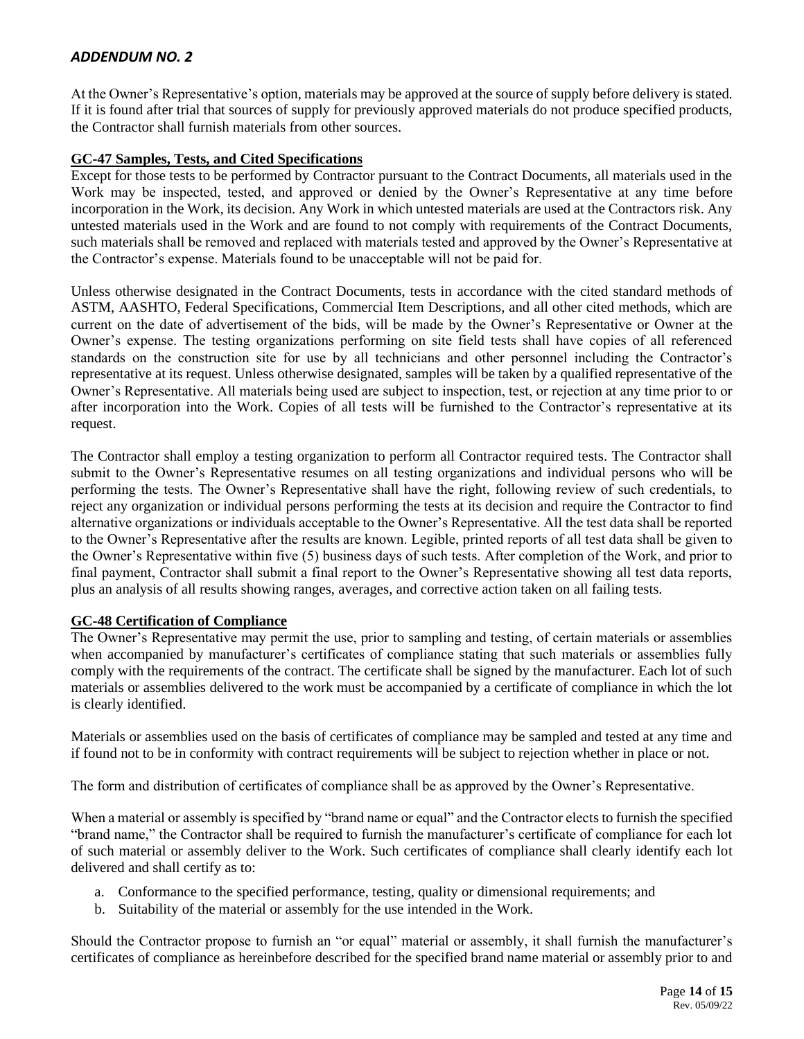At the Owner's Representative's option, materials may be approved at the source of supply before delivery is stated. If it is found after trial that sources of supply for previously approved materials do not produce specified products, the Contractor shall furnish materials from other sources.

**GC-47 Samples, Tests, and Cited Specifications**

Except for those tests to be performed by Contractor pursuant to the Contract Documents, all materials used in the Work may be inspected, tested, and approved or denied by the Owner's Representative at any time before incorporation in the Work, its decision. Any Work in which untested materials are used at the Contractors risk. Any untested materials used in the Work and are found to not comply with requirements of the Contract Documents, such materials shall be removed and replaced with materials tested and approved by the Owner's Representative at the Contractor's expense. Materials found to be unacceptable will not be paid for.

Unless otherwise designated in the Contract Documents, tests in accordance with the cited standard methods of ASTM, AASHTO, Federal Specifications, Commercial Item Descriptions, and all other cited methods, which are current on the date of advertisement of the bids, will be made by the Owner's Representative or Owner at the Owner's expense. The testing organizations performing on site field tests shall have copies of all referenced standards on the construction site for use by all technicians and other personnel including the Contractor's representative at its request. Unless otherwise designated, samples will be taken by a qualified representative of the Owner's Representative. All materials being used are subject to inspection, test, or rejection at any time prior to or after incorporation into the Work. Copies of all tests will be furnished to the Contractor's representative at its request.

The Contractor shall employ a testing organization to perform all Contractor required tests. The Contractor shall submit to the Owner's Representative resumes on all testing organizations and individual persons who will be performing the tests. The Owner's Representative shall have the right, following review of such credentials, to reject any organization or individual persons performing the tests at its decision and require the Contractor to find alternative organizations or individuals acceptable to the Owner's Representative. All the test data shall be reported to the Owner's Representative after the results are known. Legible, printed reports of all test data shall be given to the Owner's Representative within five (5) business days of such tests. After completion of the Work, and prior to final payment, Contractor shall submit a final report to the Owner's Representative showing all test data reports, plus an analysis of all results showing ranges, averages, and corrective action taken on all failing tests.

**GC-48 Certification of Compliance**

The Owner's Representative may permit the use, prior to sampling and testing, of certain materials or assemblies when accompanied by manufacturer's certificates of compliance stating that such materials or assemblies fully comply with the requirements of the contract. The certificate shall be signed by the manufacturer. Each lot of such materials or assemblies delivered to the work must be accompanied by a certificate of compliance in which the lot is clearly identified.

Materials or assemblies used on the basis of certificates of compliance may be sampled and tested at any time and if found not to be in conformity with contract requirements will be subject to rejection whether in place or not.

The form and distribution of certificates of compliance shall be as approved by the Owner's Representative.

When a material or assembly is specified by "brand name or equal" and the Contractor elects to furnish the specified "brand name," the Contractor shall be required to furnish the manufacturer's certificate of compliance for each lot of such material or assembly deliver to the Work. Such certificates of compliance shall clearly identify each lot delivered and shall certify as to:

a. Conformance to the specified performance, testing, quality or dimensional requirements; and
b. Suitability of the material or assembly for the use intended in the Work.

Should the Contractor propose to furnish an "or equal" material or assembly, it shall furnish the manufacturer's certificates of compliance as hereinbefore described for the specified brand name material or assembly prior to and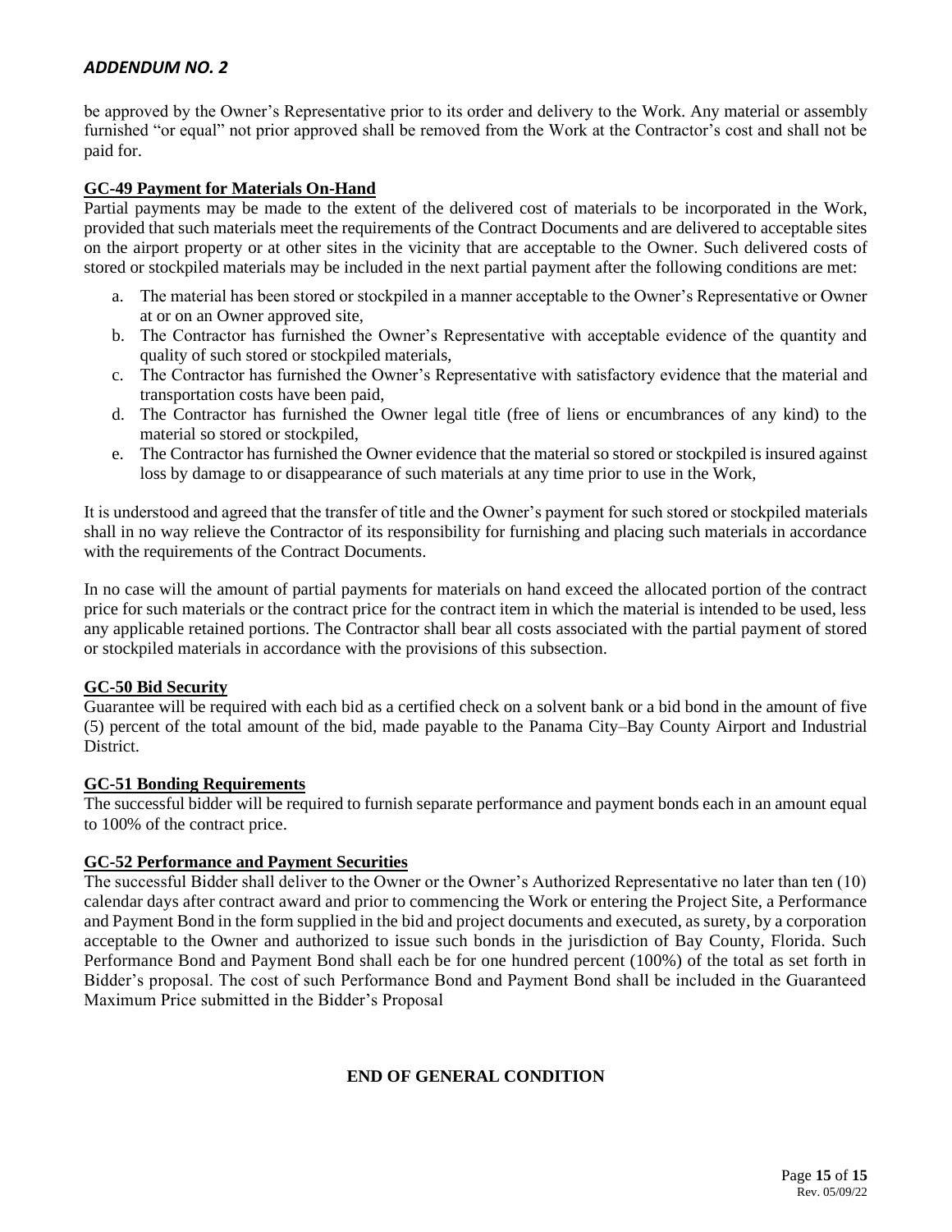be approved by the Owner's Representative prior to its order and delivery to the Work. Any material or assembly furnished "or equal" not prior approved shall be removed from the Work at the Contractor's cost and shall not be paid for.

**GC-49 Payment for Materials On-Hand**

Partial payments may be made to the extent of the delivered cost of materials to be incorporated in the Work, provided that such materials meet the requirements of the Contract Documents and are delivered to acceptable sites on the airport property or at other sites in the vicinity that are acceptable to the Owner. Such delivered costs of stored or stockpiled materials may be included in the next partial payment after the following conditions are met:

a. The material has been stored or stockpiled in a manner acceptable to the Owner's Representative or Owner at or on an Owner approved site,
b. The Contractor has furnished the Owner's Representative with acceptable evidence of the quantity and quality of such stored or stockpiled materials,
c. The Contractor has furnished the Owner's Representative with satisfactory evidence that the material and transportation costs have been paid,
d. The Contractor has furnished the Owner legal title (free of liens or encumbrances of any kind) to the material so stored or stockpiled,
e. The Contractor has furnished the Owner evidence that the material so stored or stockpiled is insured against loss by damage to or disappearance of such materials at any time prior to use in the Work,

It is understood and agreed that the transfer of title and the Owner's payment for such stored or stockpiled materials shall in no way relieve the Contractor of its responsibility for furnishing and placing such materials in accordance with the requirements of the Contract Documents.

In no case will the amount of partial payments for materials on hand exceed the allocated portion of the contract price for such materials or the contract price for the contract item in which the material is intended to be used, less any applicable retained portions. The Contractor shall bear all costs associated with the partial payment of stored or stockpiled materials in accordance with the provisions of this subsection.

**GC-50 Bid Security**

Guarantee will be required with each bid as a certified check on a solvent bank or a bid bond in the amount of five (5) percent of the total amount of the bid, made payable to the Panama City–Bay County Airport and Industrial District.

**GC-51 Bonding Requirements**

The successful bidder will be required to furnish separate performance and payment bonds each in an amount equal to 100% of the contract price.

**GC-52 Performance and Payment Securities**

The successful Bidder shall deliver to the Owner or the Owner's Authorized Representative no later than ten (10) calendar days after contract award and prior to commencing the Work or entering the Project Site, a Performance and Payment Bond in the form supplied in the bid and project documents and executed, as surety, by a corporation acceptable to the Owner and authorized to issue such bonds in the jurisdiction of Bay County, Florida. Such Performance Bond and Payment Bond shall each be for one hundred percent (100%) of the total as set forth in Bidder's proposal. The cost of such Performance Bond and Payment Bond shall be included in the Guaranteed Maximum Price submitted in the Bidder's Proposal

**END OF GENERAL CONDITION**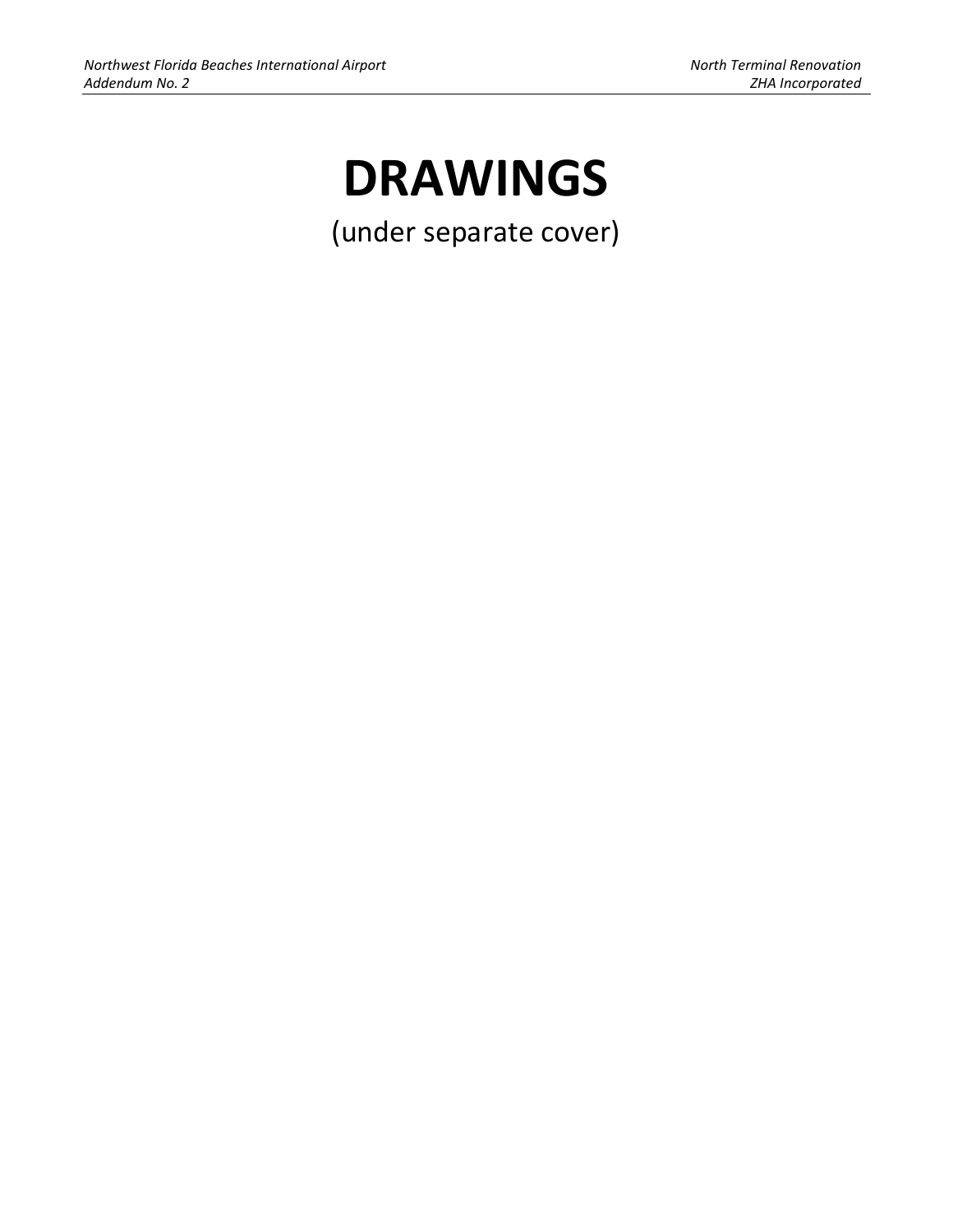# DRAWINGS

(under separate cover)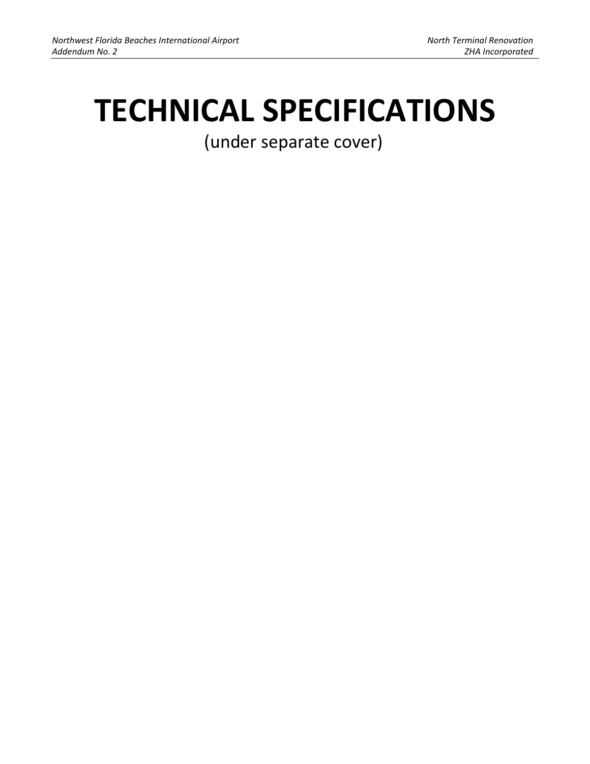# TECHNICAL SPECIFICATIONS

(under separate cover)